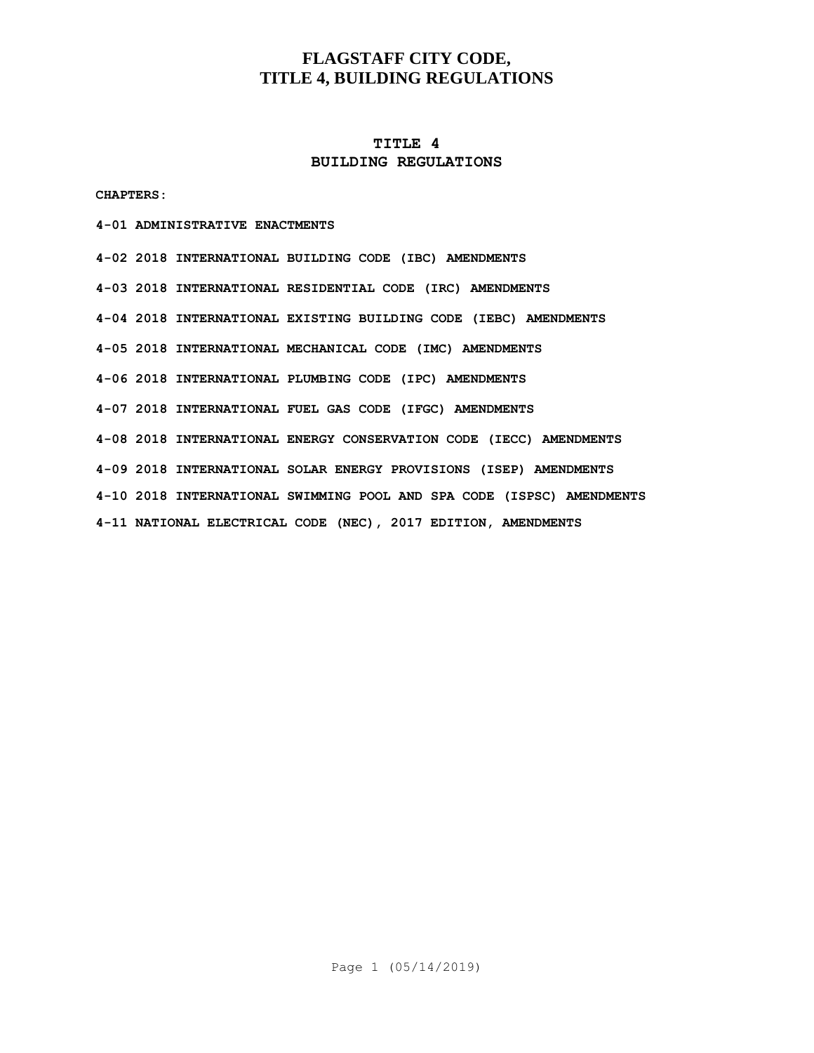# FLAGSTAFF CITY CODE, TITLE 4, BUILDING REGULATIONS

## TITLE 4
## BUILDING REGULATIONS

**CHAPTERS:**

**4-01 ADMINISTRATIVE ENACTMENTS**

**4-02 2018 INTERNATIONAL BUILDING CODE (IBC) AMENDMENTS**

**4-03 2018 INTERNATIONAL RESIDENTIAL CODE (IRC) AMENDMENTS**

**4-04 2018 INTERNATIONAL EXISTING BUILDING CODE (IEBC) AMENDMENTS**

**4-05 2018 INTERNATIONAL MECHANICAL CODE (IMC) AMENDMENTS**

**4-06 2018 INTERNATIONAL PLUMBING CODE (IPC) AMENDMENTS**

**4-07 2018 INTERNATIONAL FUEL GAS CODE (IFGC) AMENDMENTS**

**4-08 2018 INTERNATIONAL ENERGY CONSERVATION CODE (IECC) AMENDMENTS**

**4-09 2018 INTERNATIONAL SOLAR ENERGY PROVISIONS (ISEP) AMENDMENTS**

**4-10 2018 INTERNATIONAL SWIMMING POOL AND SPA CODE (ISPSC) AMENDMENTS**

**4-11 NATIONAL ELECTRICAL CODE (NEC), 2017 EDITION, AMENDMENTS**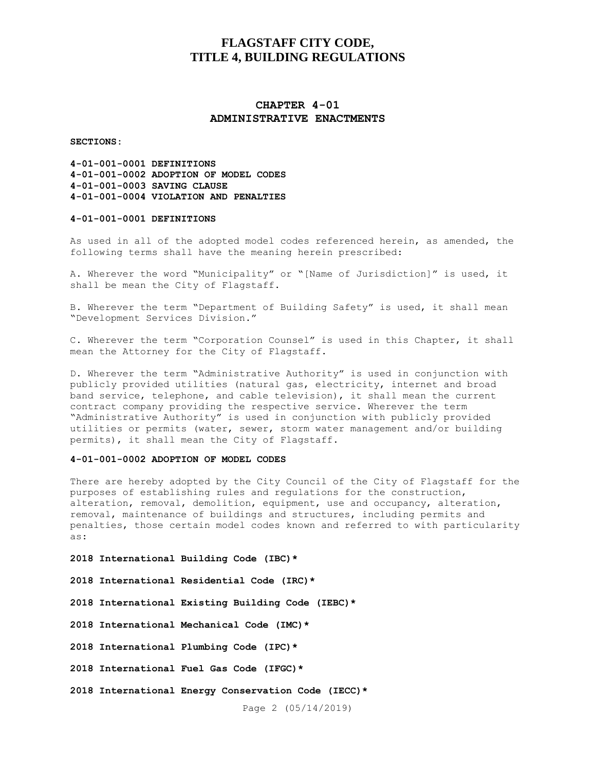# FLAGSTAFF CITY CODE, TITLE 4, BUILDING REGULATIONS

## CHAPTER 4-01 ADMINISTRATIVE ENACTMENTS

**SECTIONS:**

**4-01-001-0001 DEFINITIONS**
**4-01-001-0002 ADOPTION OF MODEL CODES**
**4-01-001-0003 SAVING CLAUSE**
**4-01-001-0004 VIOLATION AND PENALTIES**

### 4-01-001-0001 DEFINITIONS

As used in all of the adopted model codes referenced herein, as amended, the following terms shall have the meaning herein prescribed:

A. Wherever the word "Municipality" or "[Name of Jurisdiction]" is used, it shall be mean the City of Flagstaff.

B. Wherever the term "Department of Building Safety" is used, it shall mean "Development Services Division."

C. Wherever the term "Corporation Counsel" is used in this Chapter, it shall mean the Attorney for the City of Flagstaff.

D. Wherever the term "Administrative Authority" is used in conjunction with publicly provided utilities (natural gas, electricity, internet and broad band service, telephone, and cable television), it shall mean the current contract company providing the respective service. Wherever the term "Administrative Authority" is used in conjunction with publicly provided utilities or permits (water, sewer, storm water management and/or building permits), it shall mean the City of Flagstaff.

### 4-01-001-0002 ADOPTION OF MODEL CODES

There are hereby adopted by the City Council of the City of Flagstaff for the purposes of establishing rules and regulations for the construction, alteration, removal, demolition, equipment, use and occupancy, alteration, removal, maintenance of buildings and structures, including permits and penalties, those certain model codes known and referred to with particularity as:

**2018 International Building Code (IBC)***

**2018 International Residential Code (IRC)***

**2018 International Existing Building Code (IEBC)***

**2018 International Mechanical Code (IMC)***

**2018 International Plumbing Code (IPC)***

**2018 International Fuel Gas Code (IFGC)***

**2018 International Energy Conservation Code (IECC)***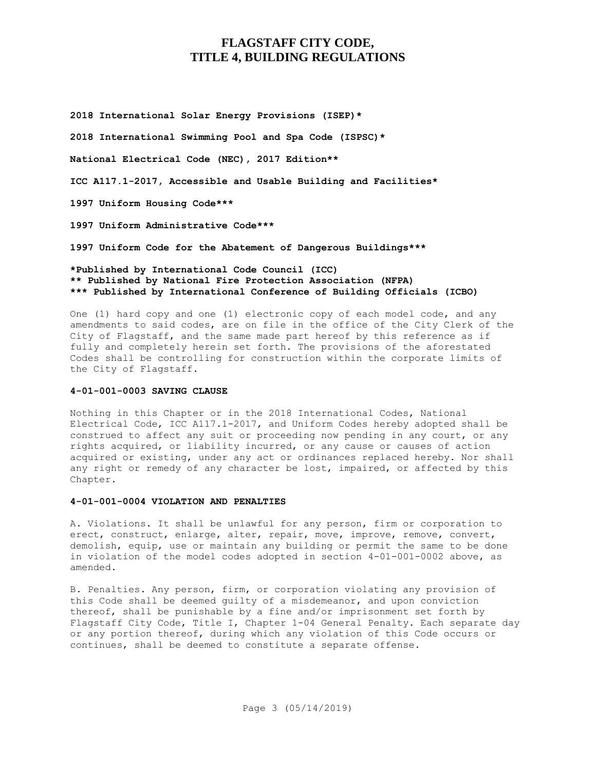**2018 International Solar Energy Provisions (ISEP)***

**2018 International Swimming Pool and Spa Code (ISPSC)***

**National Electrical Code (NEC), 2017 Edition****

**ICC A117.1-2017, Accessible and Usable Building and Facilities***

**1997 Uniform Housing Code*****

**1997 Uniform Administrative Code*****

**1997 Uniform Code for the Abatement of Dangerous Buildings*****

**\*Published by International Code Council (ICC)**
**\*\* Published by National Fire Protection Association (NFPA)**
**\*\*\* Published by International Conference of Building Officials (ICBO)**

One (1) hard copy and one (1) electronic copy of each model code, and any amendments to said codes, are on file in the office of the City Clerk of the City of Flagstaff, and the same made part hereof by this reference as if fully and completely herein set forth. The provisions of the aforestated Codes shall be controlling for construction within the corporate limits of the City of Flagstaff.

### 4-01-001-0003 SAVING CLAUSE

Nothing in this Chapter or in the 2018 International Codes, National Electrical Code, ICC A117.1-2017, and Uniform Codes hereby adopted shall be construed to affect any suit or proceeding now pending in any court, or any rights acquired, or liability incurred, or any cause or causes of action acquired or existing, under any act or ordinances replaced hereby. Nor shall any right or remedy of any character be lost, impaired, or affected by this Chapter.

### 4-01-001-0004 VIOLATION AND PENALTIES

A. Violations. It shall be unlawful for any person, firm or corporation to erect, construct, enlarge, alter, repair, move, improve, remove, convert, demolish, equip, use or maintain any building or permit the same to be done in violation of the model codes adopted in section 4-01-001-0002 above, as amended.

B. Penalties. Any person, firm, or corporation violating any provision of this Code shall be deemed guilty of a misdemeanor, and upon conviction thereof, shall be punishable by a fine and/or imprisonment set forth by Flagstaff City Code, Title I, Chapter 1-04 General Penalty. Each separate day or any portion thereof, during which any violation of this Code occurs or continues, shall be deemed to constitute a separate offense.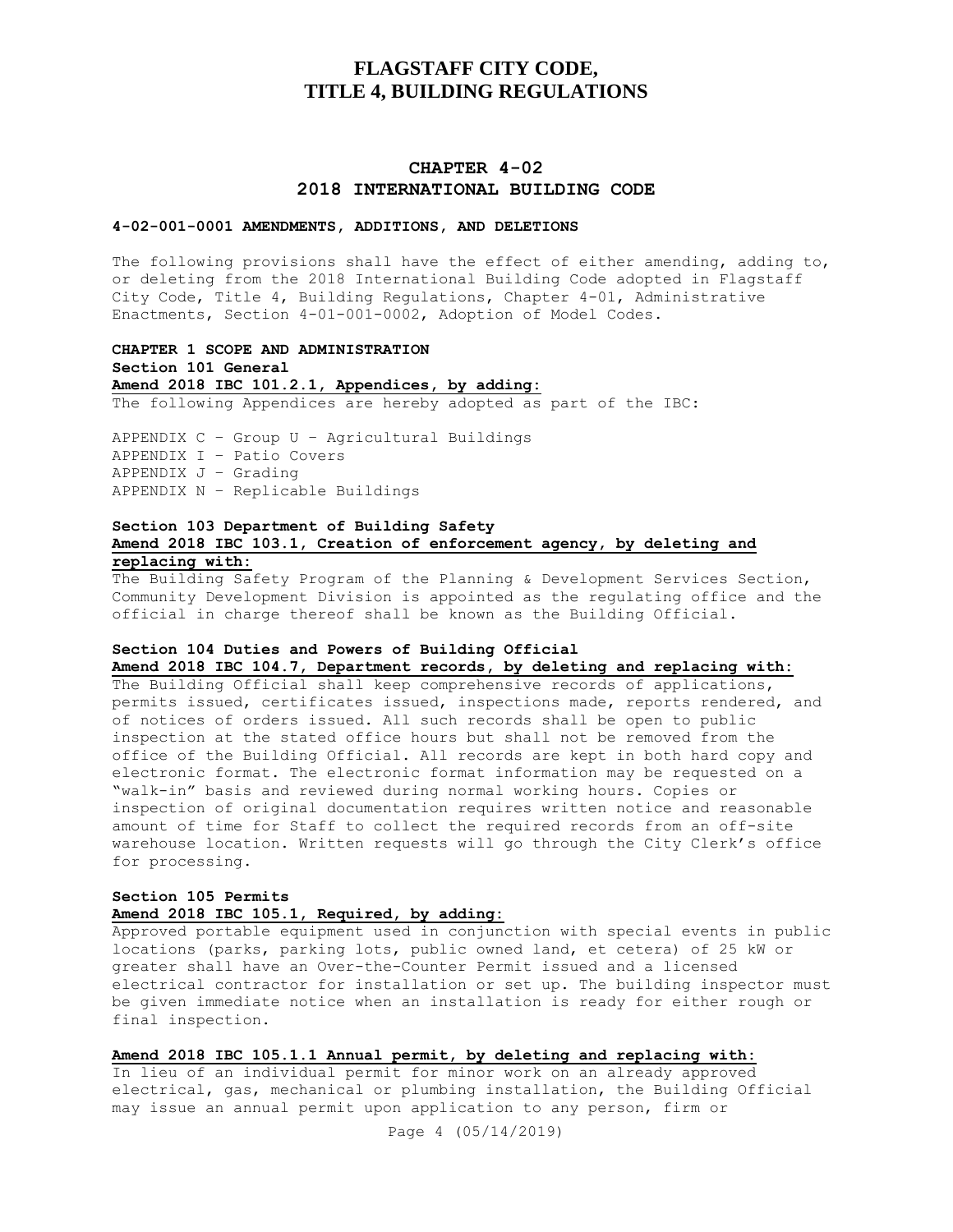# FLAGSTAFF CITY CODE, TITLE 4, BUILDING REGULATIONS

## CHAPTER 4-02
## 2018 INTERNATIONAL BUILDING CODE

**4-02-001-0001 AMENDMENTS, ADDITIONS, AND DELETIONS**

The following provisions shall have the effect of either amending, adding to, or deleting from the 2018 International Building Code adopted in Flagstaff City Code, Title 4, Building Regulations, Chapter 4-01, Administrative Enactments, Section 4-01-001-0002, Adoption of Model Codes.

**CHAPTER 1 SCOPE AND ADMINISTRATION**

**Section 101 General**

**Amend 2018 IBC 101.2.1, Appendices, by adding:**

The following Appendices are hereby adopted as part of the IBC:

APPENDIX C – Group U – Agricultural Buildings
APPENDIX I – Patio Covers
APPENDIX J – Grading
APPENDIX N – Replicable Buildings

**Section 103 Department of Building Safety**

**Amend 2018 IBC 103.1, Creation of enforcement agency, by deleting and replacing with:**

The Building Safety Program of the Planning & Development Services Section, Community Development Division is appointed as the regulating office and the official in charge thereof shall be known as the Building Official.

**Section 104 Duties and Powers of Building Official**

**Amend 2018 IBC 104.7, Department records, by deleting and replacing with:**

The Building Official shall keep comprehensive records of applications, permits issued, certificates issued, inspections made, reports rendered, and of notices of orders issued. All such records shall be open to public inspection at the stated office hours but shall not be removed from the office of the Building Official. All records are kept in both hard copy and electronic format. The electronic format information may be requested on a "walk-in" basis and reviewed during normal working hours. Copies or inspection of original documentation requires written notice and reasonable amount of time for Staff to collect the required records from an off-site warehouse location. Written requests will go through the City Clerk's office for processing.

**Section 105 Permits**

**Amend 2018 IBC 105.1, Required, by adding:**

Approved portable equipment used in conjunction with special events in public locations (parks, parking lots, public owned land, et cetera) of 25 kW or greater shall have an Over-the-Counter Permit issued and a licensed electrical contractor for installation or set up. The building inspector must be given immediate notice when an installation is ready for either rough or final inspection.

**Amend 2018 IBC 105.1.1 Annual permit, by deleting and replacing with:**

In lieu of an individual permit for minor work on an already approved electrical, gas, mechanical or plumbing installation, the Building Official may issue an annual permit upon application to any person, firm or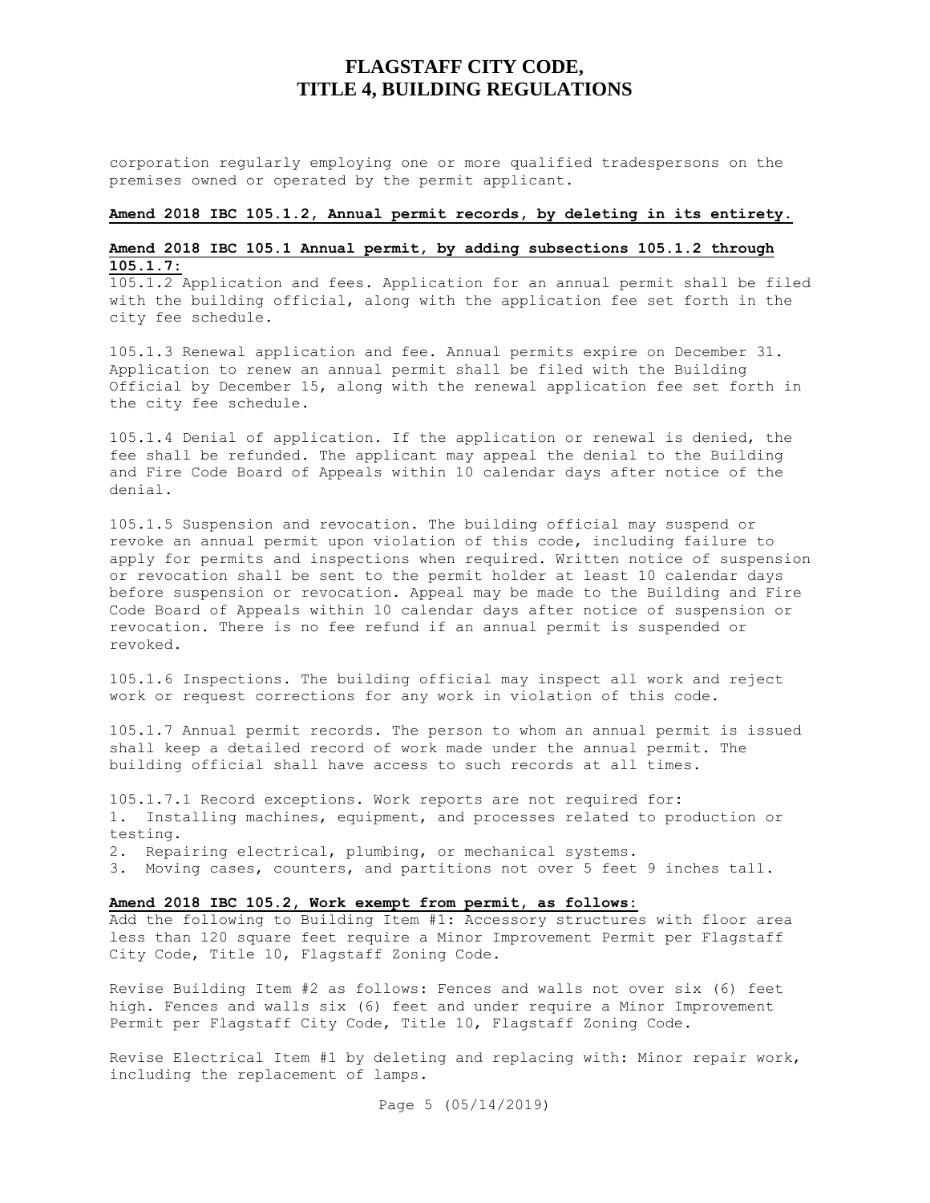corporation regularly employing one or more qualified tradespersons on the premises owned or operated by the permit applicant.

**Amend 2018 IBC 105.1.2, Annual permit records, by deleting in its entirety.**

**Amend 2018 IBC 105.1 Annual permit, by adding subsections 105.1.2 through 105.1.7:**

105.1.2 Application and fees. Application for an annual permit shall be filed with the building official, along with the application fee set forth in the city fee schedule.

105.1.3 Renewal application and fee. Annual permits expire on December 31. Application to renew an annual permit shall be filed with the Building Official by December 15, along with the renewal application fee set forth in the city fee schedule.

105.1.4 Denial of application. If the application or renewal is denied, the fee shall be refunded. The applicant may appeal the denial to the Building and Fire Code Board of Appeals within 10 calendar days after notice of the denial.

105.1.5 Suspension and revocation. The building official may suspend or revoke an annual permit upon violation of this code, including failure to apply for permits and inspections when required. Written notice of suspension or revocation shall be sent to the permit holder at least 10 calendar days before suspension or revocation. Appeal may be made to the Building and Fire Code Board of Appeals within 10 calendar days after notice of suspension or revocation. There is no fee refund if an annual permit is suspended or revoked.

105.1.6 Inspections. The building official may inspect all work and reject work or request corrections for any work in violation of this code.

105.1.7 Annual permit records. The person to whom an annual permit is issued shall keep a detailed record of work made under the annual permit. The building official shall have access to such records at all times.

105.1.7.1 Record exceptions. Work reports are not required for:

1. Installing machines, equipment, and processes related to production or testing.
2. Repairing electrical, plumbing, or mechanical systems.
3. Moving cases, counters, and partitions not over 5 feet 9 inches tall.

**Amend 2018 IBC 105.2, Work exempt from permit, as follows:**

Add the following to Building Item #1: Accessory structures with floor area less than 120 square feet require a Minor Improvement Permit per Flagstaff City Code, Title 10, Flagstaff Zoning Code.

Revise Building Item #2 as follows: Fences and walls not over six (6) feet high. Fences and walls six (6) feet and under require a Minor Improvement Permit per Flagstaff City Code, Title 10, Flagstaff Zoning Code.

Revise Electrical Item #1 by deleting and replacing with: Minor repair work, including the replacement of lamps.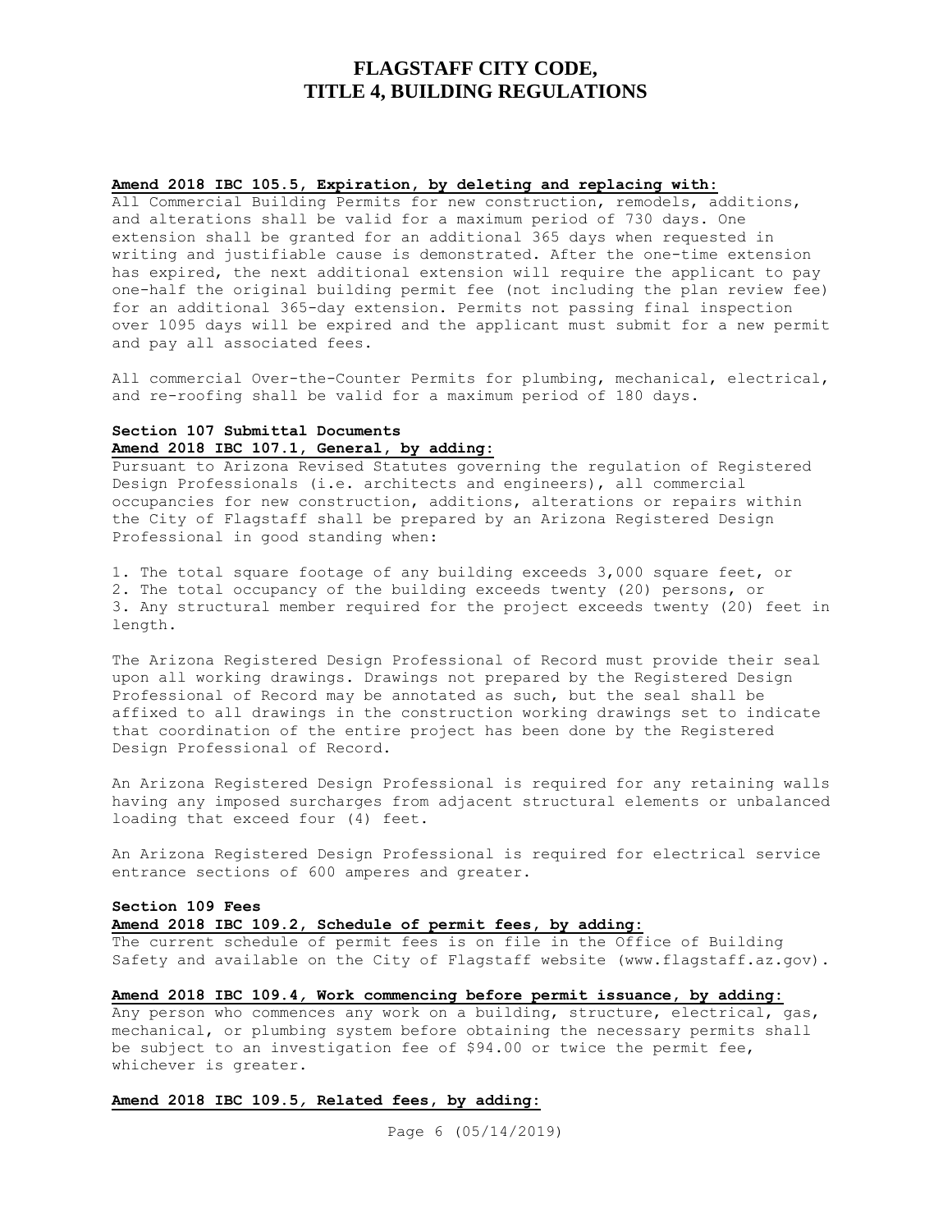**Amend 2018 IBC 105.5, Expiration, by deleting and replacing with:**

All Commercial Building Permits for new construction, remodels, additions, and alterations shall be valid for a maximum period of 730 days. One extension shall be granted for an additional 365 days when requested in writing and justifiable cause is demonstrated. After the one-time extension has expired, the next additional extension will require the applicant to pay one-half the original building permit fee (not including the plan review fee) for an additional 365-day extension. Permits not passing final inspection over 1095 days will be expired and the applicant must submit for a new permit and pay all associated fees.

All commercial Over-the-Counter Permits for plumbing, mechanical, electrical, and re-roofing shall be valid for a maximum period of 180 days.

**Section 107 Submittal Documents**

**Amend 2018 IBC 107.1, General, by adding:**

Pursuant to Arizona Revised Statutes governing the regulation of Registered Design Professionals (i.e. architects and engineers), all commercial occupancies for new construction, additions, alterations or repairs within the City of Flagstaff shall be prepared by an Arizona Registered Design Professional in good standing when:

1. The total square footage of any building exceeds 3,000 square feet, or
2. The total occupancy of the building exceeds twenty (20) persons, or
3. Any structural member required for the project exceeds twenty (20) feet in length.

The Arizona Registered Design Professional of Record must provide their seal upon all working drawings. Drawings not prepared by the Registered Design Professional of Record may be annotated as such, but the seal shall be affixed to all drawings in the construction working drawings set to indicate that coordination of the entire project has been done by the Registered Design Professional of Record.

An Arizona Registered Design Professional is required for any retaining walls having any imposed surcharges from adjacent structural elements or unbalanced loading that exceed four (4) feet.

An Arizona Registered Design Professional is required for electrical service entrance sections of 600 amperes and greater.

**Section 109 Fees**

**Amend 2018 IBC 109.2, Schedule of permit fees, by adding:**

The current schedule of permit fees is on file in the Office of Building Safety and available on the City of Flagstaff website (www.flagstaff.az.gov).

**Amend 2018 IBC 109.4, Work commencing before permit issuance, by adding:**

Any person who commences any work on a building, structure, electrical, gas, mechanical, or plumbing system before obtaining the necessary permits shall be subject to an investigation fee of $94.00 or twice the permit fee, whichever is greater.

**Amend 2018 IBC 109.5, Related fees, by adding:**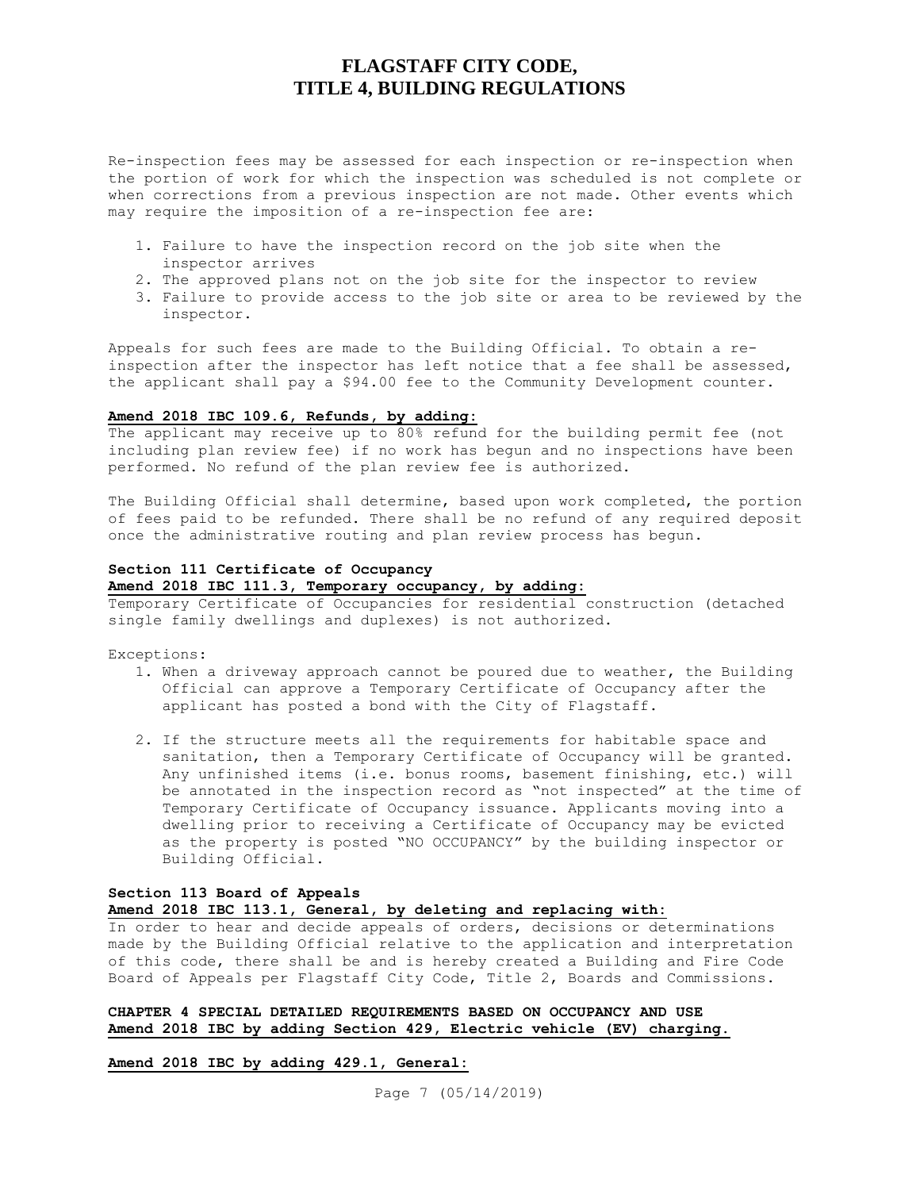Re-inspection fees may be assessed for each inspection or re-inspection when the portion of work for which the inspection was scheduled is not complete or when corrections from a previous inspection are not made. Other events which may require the imposition of a re-inspection fee are:

1. Failure to have the inspection record on the job site when the inspector arrives
2. The approved plans not on the job site for the inspector to review
3. Failure to provide access to the job site or area to be reviewed by the inspector.

Appeals for such fees are made to the Building Official. To obtain a re-inspection after the inspector has left notice that a fee shall be assessed, the applicant shall pay a $94.00 fee to the Community Development counter.

**Amend 2018 IBC 109.6, Refunds, by adding:**

The applicant may receive up to 80% refund for the building permit fee (not including plan review fee) if no work has begun and no inspections have been performed. No refund of the plan review fee is authorized.

The Building Official shall determine, based upon work completed, the portion of fees paid to be refunded. There shall be no refund of any required deposit once the administrative routing and plan review process has begun.

**Section 111 Certificate of Occupancy**

**Amend 2018 IBC 111.3, Temporary occupancy, by adding:**

Temporary Certificate of Occupancies for residential construction (detached single family dwellings and duplexes) is not authorized.

Exceptions:

1. When a driveway approach cannot be poured due to weather, the Building Official can approve a Temporary Certificate of Occupancy after the applicant has posted a bond with the City of Flagstaff.

2. If the structure meets all the requirements for habitable space and sanitation, then a Temporary Certificate of Occupancy will be granted. Any unfinished items (i.e. bonus rooms, basement finishing, etc.) will be annotated in the inspection record as "not inspected" at the time of Temporary Certificate of Occupancy issuance. Applicants moving into a dwelling prior to receiving a Certificate of Occupancy may be evicted as the property is posted "NO OCCUPANCY" by the building inspector or Building Official.

**Section 113 Board of Appeals**

**Amend 2018 IBC 113.1, General, by deleting and replacing with:**

In order to hear and decide appeals of orders, decisions or determinations made by the Building Official relative to the application and interpretation of this code, there shall be and is hereby created a Building and Fire Code Board of Appeals per Flagstaff City Code, Title 2, Boards and Commissions.

**CHAPTER 4 SPECIAL DETAILED REQUIREMENTS BASED ON OCCUPANCY AND USE**

**Amend 2018 IBC by adding Section 429, Electric vehicle (EV) charging.**

**Amend 2018 IBC by adding 429.1, General:**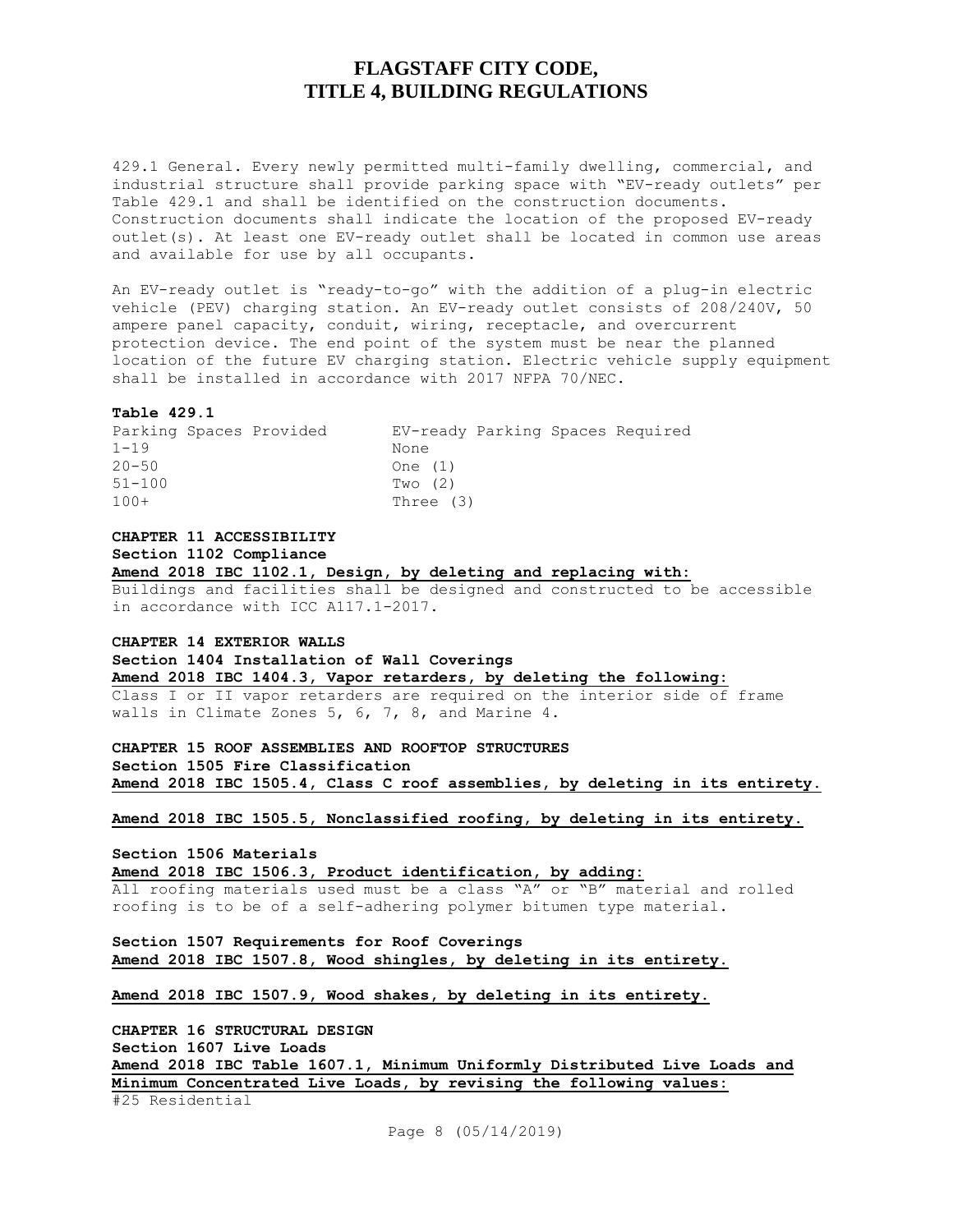429.1 General. Every newly permitted multi-family dwelling, commercial, and industrial structure shall provide parking space with "EV-ready outlets" per Table 429.1 and shall be identified on the construction documents. Construction documents shall indicate the location of the proposed EV-ready outlet(s). At least one EV-ready outlet shall be located in common use areas and available for use by all occupants.

An EV-ready outlet is "ready-to-go" with the addition of a plug-in electric vehicle (PEV) charging station. An EV-ready outlet consists of 208/240V, 50 ampere panel capacity, conduit, wiring, receptacle, and overcurrent protection device. The end point of the system must be near the planned location of the future EV charging station. Electric vehicle supply equipment shall be installed in accordance with 2017 NFPA 70/NEC.

**Table 429.1**

| Parking Spaces Provided | EV-ready Parking Spaces Required |
|---|---|
| 1-19 | None |
| 20-50 | One (1) |
| 51-100 | Two (2) |
| 100+ | Three (3) |

**CHAPTER 11 ACCESSIBILITY**

**Section 1102 Compliance**

**Amend 2018 IBC 1102.1, Design, by deleting and replacing with:**

Buildings and facilities shall be designed and constructed to be accessible in accordance with ICC A117.1-2017.

**CHAPTER 14 EXTERIOR WALLS**

**Section 1404 Installation of Wall Coverings**

**Amend 2018 IBC 1404.3, Vapor retarders, by deleting the following:**

Class I or II vapor retarders are required on the interior side of frame walls in Climate Zones 5, 6, 7, 8, and Marine 4.

**CHAPTER 15 ROOF ASSEMBLIES AND ROOFTOP STRUCTURES**

**Section 1505 Fire Classification**

**Amend 2018 IBC 1505.4, Class C roof assemblies, by deleting in its entirety.**

**Amend 2018 IBC 1505.5, Nonclassified roofing, by deleting in its entirety.**

**Section 1506 Materials**

**Amend 2018 IBC 1506.3, Product identification, by adding:**

All roofing materials used must be a class "A" or "B" material and rolled roofing is to be of a self-adhering polymer bitumen type material.

**Section 1507 Requirements for Roof Coverings**

**Amend 2018 IBC 1507.8, Wood shingles, by deleting in its entirety.**

**Amend 2018 IBC 1507.9, Wood shakes, by deleting in its entirety.**

**CHAPTER 16 STRUCTURAL DESIGN**

**Section 1607 Live Loads**

**Amend 2018 IBC Table 1607.1, Minimum Uniformly Distributed Live Loads and Minimum Concentrated Live Loads, by revising the following values:**

#25 Residential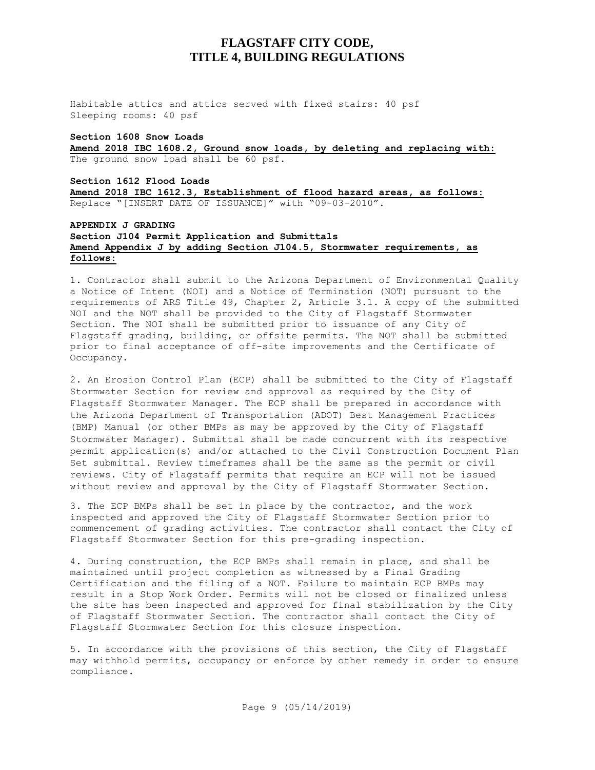Habitable attics and attics served with fixed stairs: 40 psf
Sleeping rooms: 40 psf

**Section 1608 Snow Loads**

**Amend 2018 IBC 1608.2, Ground snow loads, by deleting and replacing with:**

The ground snow load shall be 60 psf.

**Section 1612 Flood Loads**

**Amend 2018 IBC 1612.3, Establishment of flood hazard areas, as follows:**

Replace "[INSERT DATE OF ISSUANCE]" with "09-03-2010".

**APPENDIX J GRADING**

**Section J104 Permit Application and Submittals**

**Amend Appendix J by adding Section J104.5, Stormwater requirements, as follows:**

1. Contractor shall submit to the Arizona Department of Environmental Quality a Notice of Intent (NOI) and a Notice of Termination (NOT) pursuant to the requirements of ARS Title 49, Chapter 2, Article 3.1. A copy of the submitted NOI and the NOT shall be provided to the City of Flagstaff Stormwater Section. The NOI shall be submitted prior to issuance of any City of Flagstaff grading, building, or offsite permits. The NOT shall be submitted prior to final acceptance of off-site improvements and the Certificate of Occupancy.

2. An Erosion Control Plan (ECP) shall be submitted to the City of Flagstaff Stormwater Section for review and approval as required by the City of Flagstaff Stormwater Manager. The ECP shall be prepared in accordance with the Arizona Department of Transportation (ADOT) Best Management Practices (BMP) Manual (or other BMPs as may be approved by the City of Flagstaff Stormwater Manager). Submittal shall be made concurrent with its respective permit application(s) and/or attached to the Civil Construction Document Plan Set submittal. Review timeframes shall be the same as the permit or civil reviews. City of Flagstaff permits that require an ECP will not be issued without review and approval by the City of Flagstaff Stormwater Section.

3. The ECP BMPs shall be set in place by the contractor, and the work inspected and approved the City of Flagstaff Stormwater Section prior to commencement of grading activities. The contractor shall contact the City of Flagstaff Stormwater Section for this pre-grading inspection.

4. During construction, the ECP BMPs shall remain in place, and shall be maintained until project completion as witnessed by a Final Grading Certification and the filing of a NOT. Failure to maintain ECP BMPs may result in a Stop Work Order. Permits will not be closed or finalized unless the site has been inspected and approved for final stabilization by the City of Flagstaff Stormwater Section. The contractor shall contact the City of Flagstaff Stormwater Section for this closure inspection.

5. In accordance with the provisions of this section, the City of Flagstaff may withhold permits, occupancy or enforce by other remedy in order to ensure compliance.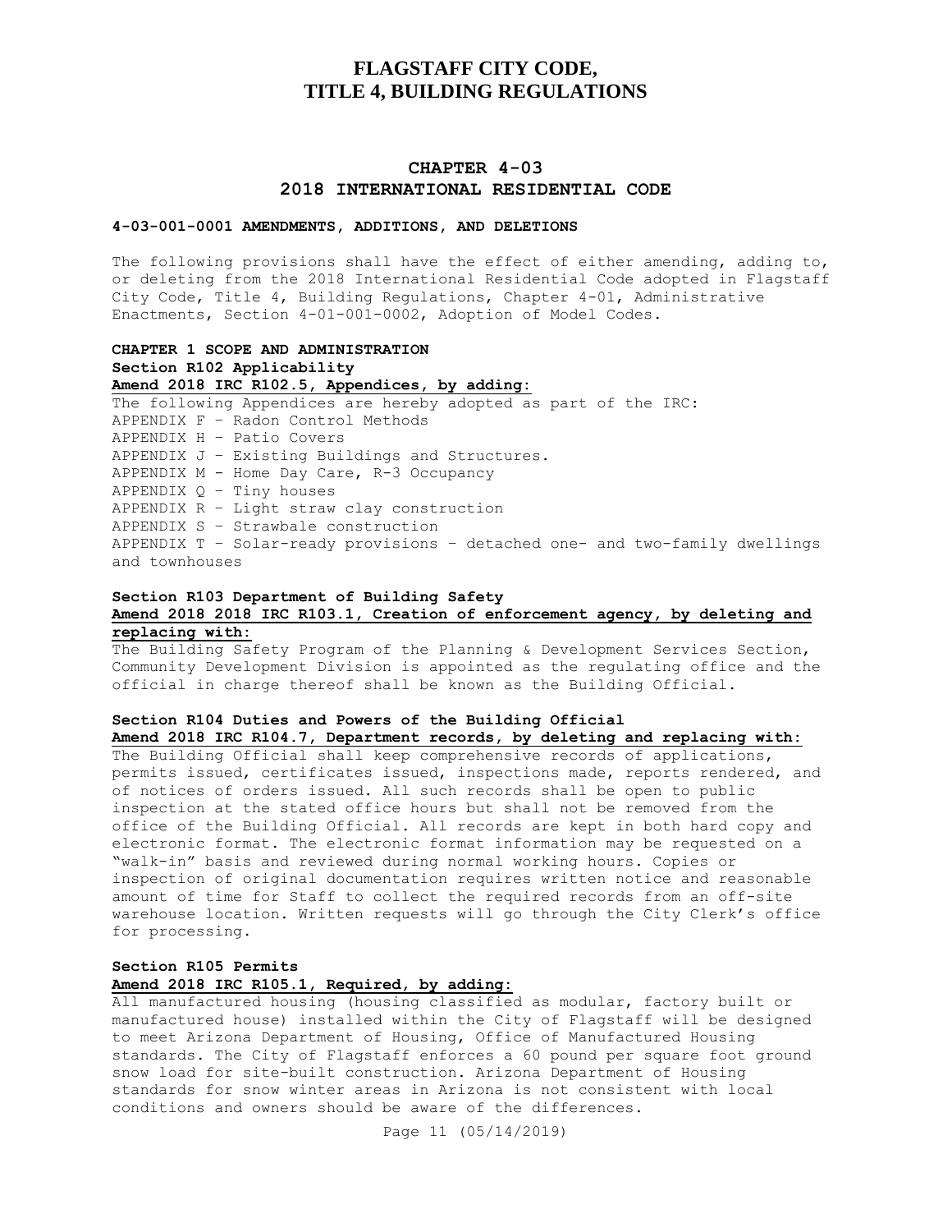# FLAGSTAFF CITY CODE, TITLE 4, BUILDING REGULATIONS

## CHAPTER 4-03
## 2018 INTERNATIONAL RESIDENTIAL CODE

### 4-03-001-0001 AMENDMENTS, ADDITIONS, AND DELETIONS

The following provisions shall have the effect of either amending, adding to, or deleting from the 2018 International Residential Code adopted in Flagstaff City Code, Title 4, Building Regulations, Chapter 4-01, Administrative Enactments, Section 4-01-001-0002, Adoption of Model Codes.

**CHAPTER 1 SCOPE AND ADMINISTRATION**
**Section R102 Applicability**
**Amend 2018 IRC R102.5, Appendices, by adding:**

The following Appendices are hereby adopted as part of the IRC:
APPENDIX F – Radon Control Methods
APPENDIX H – Patio Covers
APPENDIX J – Existing Buildings and Structures.
APPENDIX M - Home Day Care, R-3 Occupancy
APPENDIX Q – Tiny houses
APPENDIX R – Light straw clay construction
APPENDIX S – Strawbale construction
APPENDIX T – Solar-ready provisions – detached one- and two-family dwellings and townhouses

**Section R103 Department of Building Safety**
**Amend 2018 2018 IRC R103.1, Creation of enforcement agency, by deleting and replacing with:**

The Building Safety Program of the Planning & Development Services Section, Community Development Division is appointed as the regulating office and the official in charge thereof shall be known as the Building Official.

**Section R104 Duties and Powers of the Building Official**
**Amend 2018 IRC R104.7, Department records, by deleting and replacing with:**

The Building Official shall keep comprehensive records of applications, permits issued, certificates issued, inspections made, reports rendered, and of notices of orders issued. All such records shall be open to public inspection at the stated office hours but shall not be removed from the office of the Building Official. All records are kept in both hard copy and electronic format. The electronic format information may be requested on a "walk-in" basis and reviewed during normal working hours. Copies or inspection of original documentation requires written notice and reasonable amount of time for Staff to collect the required records from an off-site warehouse location. Written requests will go through the City Clerk's office for processing.

**Section R105 Permits**
**Amend 2018 IRC R105.1, Required, by adding:**

All manufactured housing (housing classified as modular, factory built or manufactured house) installed within the City of Flagstaff will be designed to meet Arizona Department of Housing, Office of Manufactured Housing standards. The City of Flagstaff enforces a 60 pound per square foot ground snow load for site-built construction. Arizona Department of Housing standards for snow winter areas in Arizona is not consistent with local conditions and owners should be aware of the differences.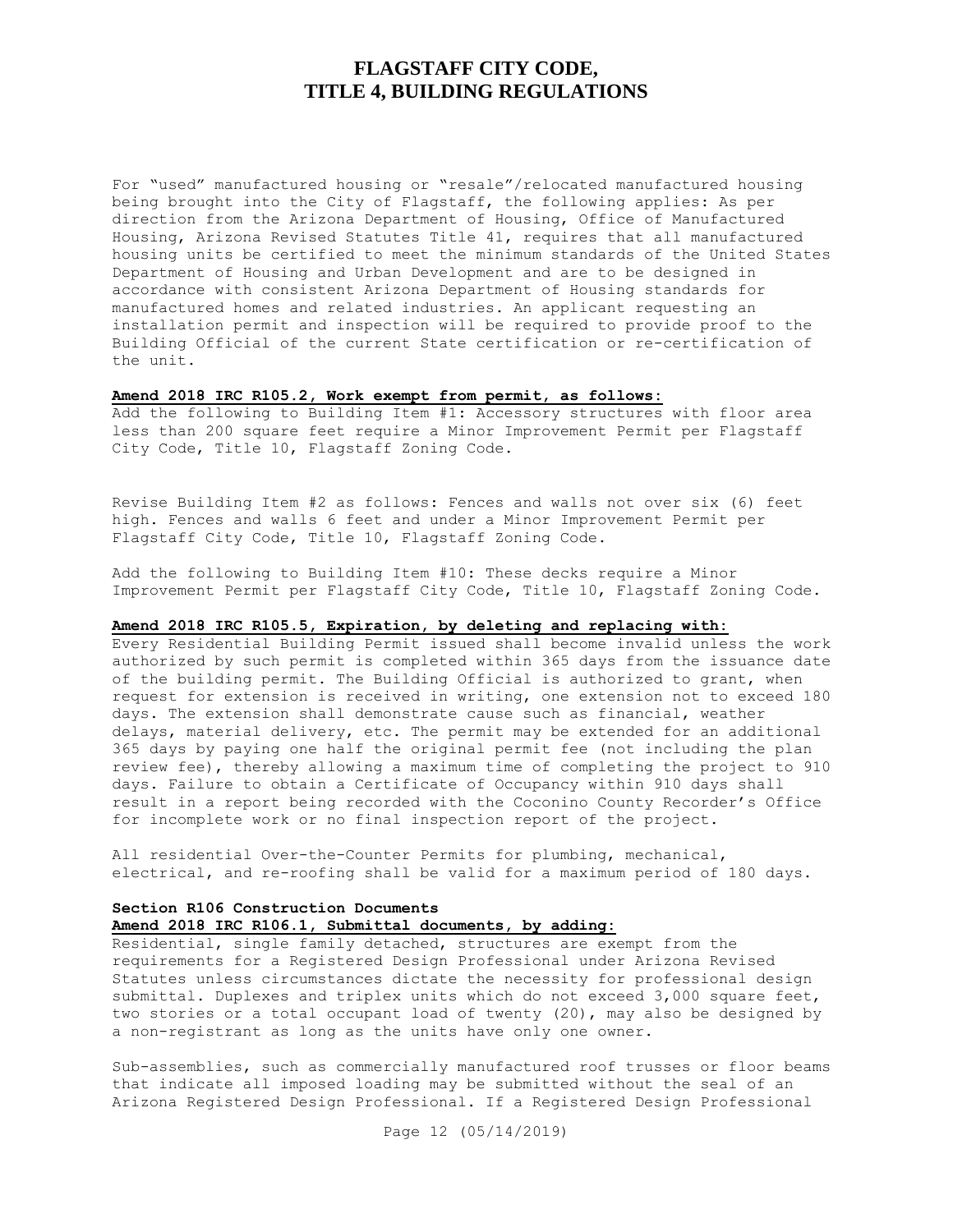For "used" manufactured housing or "resale"/relocated manufactured housing being brought into the City of Flagstaff, the following applies: As per direction from the Arizona Department of Housing, Office of Manufactured Housing, Arizona Revised Statutes Title 41, requires that all manufactured housing units be certified to meet the minimum standards of the United States Department of Housing and Urban Development and are to be designed in accordance with consistent Arizona Department of Housing standards for manufactured homes and related industries. An applicant requesting an installation permit and inspection will be required to provide proof to the Building Official of the current State certification or re-certification of the unit.

**Amend 2018 IRC R105.2, Work exempt from permit, as follows:**

Add the following to Building Item #1: Accessory structures with floor area less than 200 square feet require a Minor Improvement Permit per Flagstaff City Code, Title 10, Flagstaff Zoning Code.

Revise Building Item #2 as follows: Fences and walls not over six (6) feet high. Fences and walls 6 feet and under a Minor Improvement Permit per Flagstaff City Code, Title 10, Flagstaff Zoning Code.

Add the following to Building Item #10: These decks require a Minor Improvement Permit per Flagstaff City Code, Title 10, Flagstaff Zoning Code.

**Amend 2018 IRC R105.5, Expiration, by deleting and replacing with:**

Every Residential Building Permit issued shall become invalid unless the work authorized by such permit is completed within 365 days from the issuance date of the building permit. The Building Official is authorized to grant, when request for extension is received in writing, one extension not to exceed 180 days. The extension shall demonstrate cause such as financial, weather delays, material delivery, etc. The permit may be extended for an additional 365 days by paying one half the original permit fee (not including the plan review fee), thereby allowing a maximum time of completing the project to 910 days. Failure to obtain a Certificate of Occupancy within 910 days shall result in a report being recorded with the Coconino County Recorder's Office for incomplete work or no final inspection report of the project.

All residential Over-the-Counter Permits for plumbing, mechanical, electrical, and re-roofing shall be valid for a maximum period of 180 days.

**Section R106 Construction Documents**

**Amend 2018 IRC R106.1, Submittal documents, by adding:**

Residential, single family detached, structures are exempt from the requirements for a Registered Design Professional under Arizona Revised Statutes unless circumstances dictate the necessity for professional design submittal. Duplexes and triplex units which do not exceed 3,000 square feet, two stories or a total occupant load of twenty (20), may also be designed by a non-registrant as long as the units have only one owner.

Sub-assemblies, such as commercially manufactured roof trusses or floor beams that indicate all imposed loading may be submitted without the seal of an Arizona Registered Design Professional. If a Registered Design Professional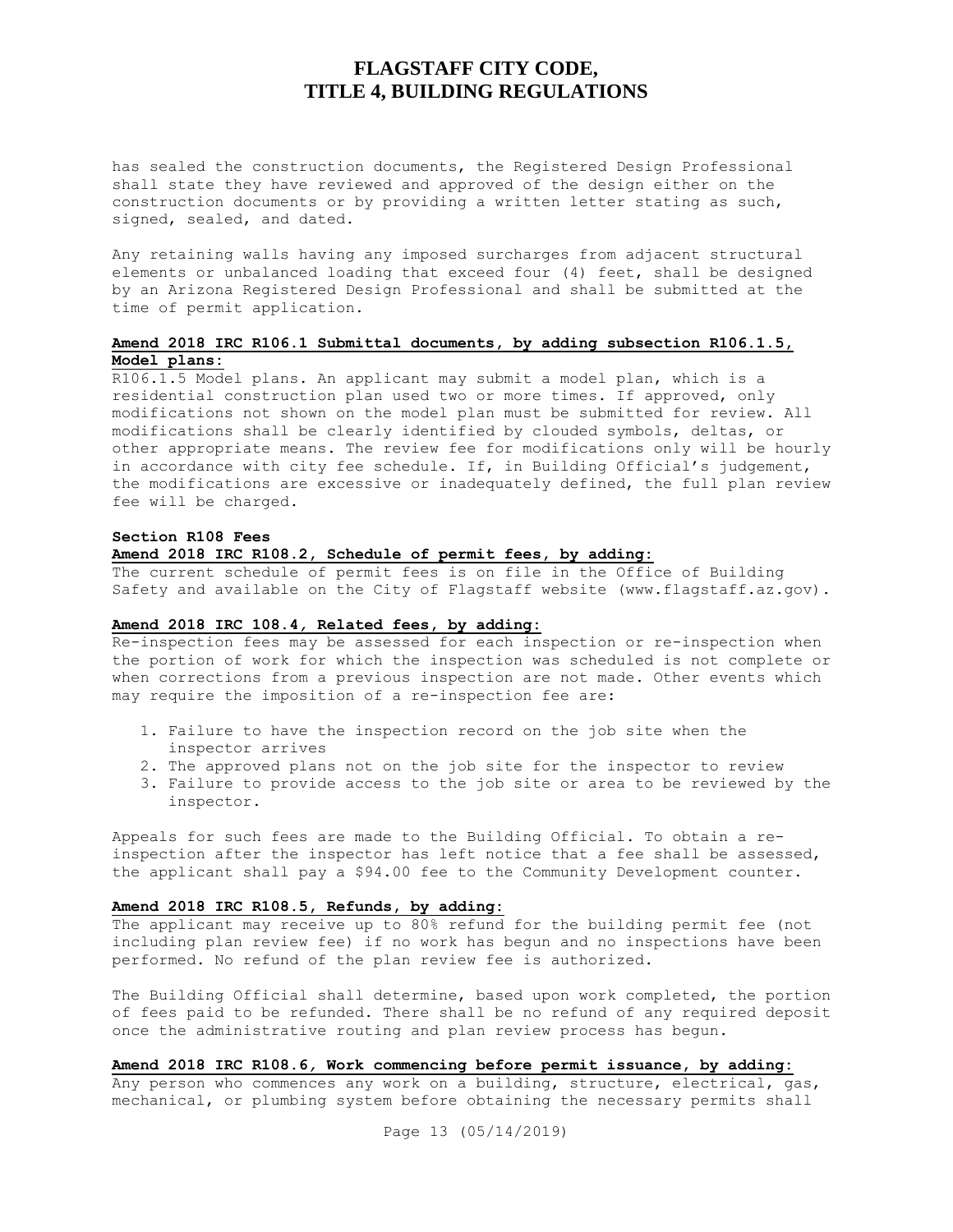has sealed the construction documents, the Registered Design Professional shall state they have reviewed and approved of the design either on the construction documents or by providing a written letter stating as such, signed, sealed, and dated.

Any retaining walls having any imposed surcharges from adjacent structural elements or unbalanced loading that exceed four (4) feet, shall be designed by an Arizona Registered Design Professional and shall be submitted at the time of permit application.

**Amend 2018 IRC R106.1 Submittal documents, by adding subsection R106.1.5, Model plans:**

R106.1.5 Model plans. An applicant may submit a model plan, which is a residential construction plan used two or more times. If approved, only modifications not shown on the model plan must be submitted for review. All modifications shall be clearly identified by clouded symbols, deltas, or other appropriate means. The review fee for modifications only will be hourly in accordance with city fee schedule. If, in Building Official's judgement, the modifications are excessive or inadequately defined, the full plan review fee will be charged.

**Section R108 Fees**

**Amend 2018 IRC R108.2, Schedule of permit fees, by adding:**

The current schedule of permit fees is on file in the Office of Building Safety and available on the City of Flagstaff website (www.flagstaff.az.gov).

**Amend 2018 IRC 108.4, Related fees, by adding:**

Re-inspection fees may be assessed for each inspection or re-inspection when the portion of work for which the inspection was scheduled is not complete or when corrections from a previous inspection are not made. Other events which may require the imposition of a re-inspection fee are:

1. Failure to have the inspection record on the job site when the inspector arrives
2. The approved plans not on the job site for the inspector to review
3. Failure to provide access to the job site or area to be reviewed by the inspector.

Appeals for such fees are made to the Building Official. To obtain a re-inspection after the inspector has left notice that a fee shall be assessed, the applicant shall pay a $94.00 fee to the Community Development counter.

**Amend 2018 IRC R108.5, Refunds, by adding:**

The applicant may receive up to 80% refund for the building permit fee (not including plan review fee) if no work has begun and no inspections have been performed. No refund of the plan review fee is authorized.

The Building Official shall determine, based upon work completed, the portion of fees paid to be refunded. There shall be no refund of any required deposit once the administrative routing and plan review process has begun.

**Amend 2018 IRC R108.6, Work commencing before permit issuance, by adding:**

Any person who commences any work on a building, structure, electrical, gas, mechanical, or plumbing system before obtaining the necessary permits shall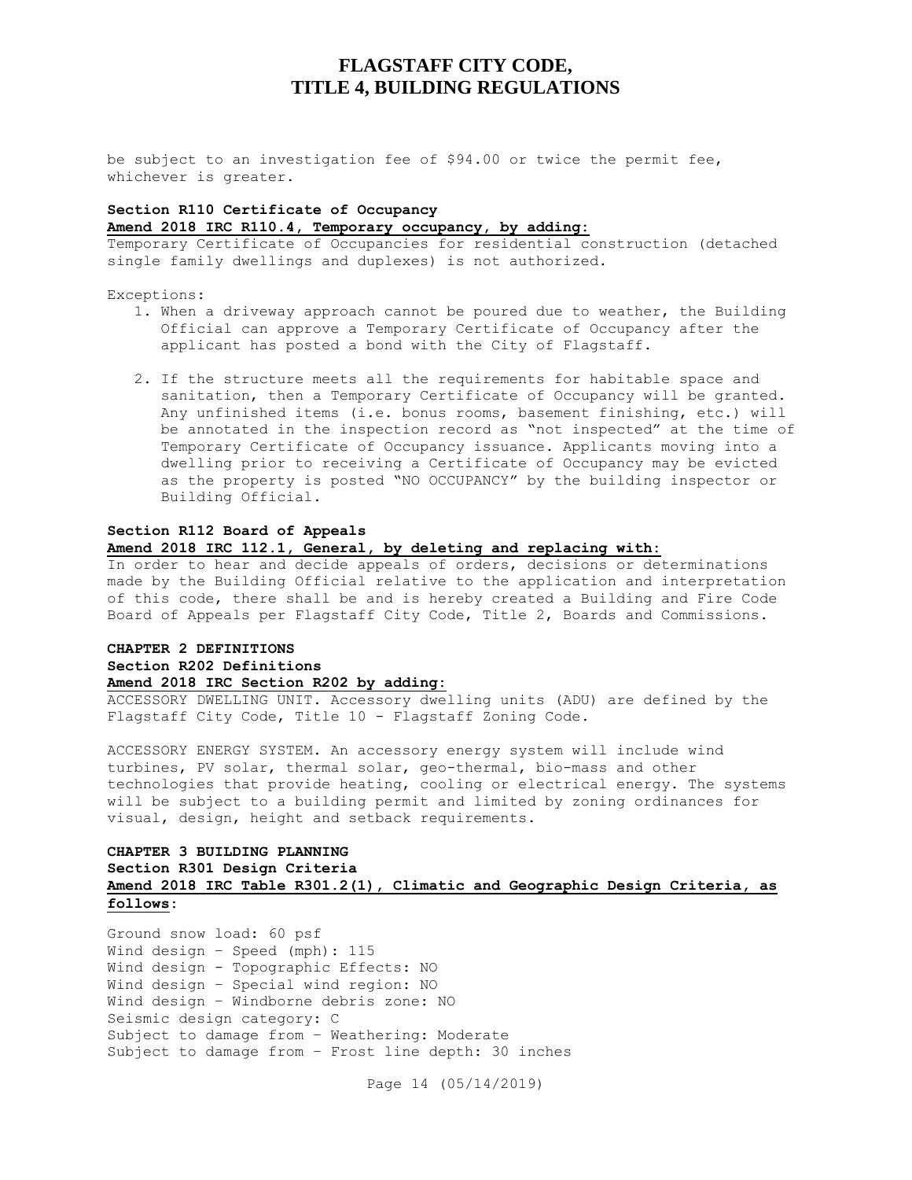be subject to an investigation fee of $94.00 or twice the permit fee, whichever is greater.

**Section R110 Certificate of Occupancy**

**Amend 2018 IRC R110.4, Temporary occupancy, by adding:**

Temporary Certificate of Occupancies for residential construction (detached single family dwellings and duplexes) is not authorized.

Exceptions:

1. When a driveway approach cannot be poured due to weather, the Building Official can approve a Temporary Certificate of Occupancy after the applicant has posted a bond with the City of Flagstaff.

2. If the structure meets all the requirements for habitable space and sanitation, then a Temporary Certificate of Occupancy will be granted. Any unfinished items (i.e. bonus rooms, basement finishing, etc.) will be annotated in the inspection record as "not inspected" at the time of Temporary Certificate of Occupancy issuance. Applicants moving into a dwelling prior to receiving a Certificate of Occupancy may be evicted as the property is posted "NO OCCUPANCY" by the building inspector or Building Official.

**Section R112 Board of Appeals**

**Amend 2018 IRC 112.1, General, by deleting and replacing with:**

In order to hear and decide appeals of orders, decisions or determinations made by the Building Official relative to the application and interpretation of this code, there shall be and is hereby created a Building and Fire Code Board of Appeals per Flagstaff City Code, Title 2, Boards and Commissions.

**CHAPTER 2 DEFINITIONS**

**Section R202 Definitions**

**Amend 2018 IRC Section R202 by adding:**

ACCESSORY DWELLING UNIT. Accessory dwelling units (ADU) are defined by the Flagstaff City Code, Title 10 - Flagstaff Zoning Code.

ACCESSORY ENERGY SYSTEM. An accessory energy system will include wind turbines, PV solar, thermal solar, geo-thermal, bio-mass and other technologies that provide heating, cooling or electrical energy. The systems will be subject to a building permit and limited by zoning ordinances for visual, design, height and setback requirements.

**CHAPTER 3 BUILDING PLANNING**

**Section R301 Design Criteria**

**Amend 2018 IRC Table R301.2(1), Climatic and Geographic Design Criteria, as follows:**

Ground snow load: 60 psf
Wind design – Speed (mph): 115
Wind design - Topographic Effects: NO
Wind design – Special wind region: NO
Wind design – Windborne debris zone: NO
Seismic design category: C
Subject to damage from – Weathering: Moderate
Subject to damage from – Frost line depth: 30 inches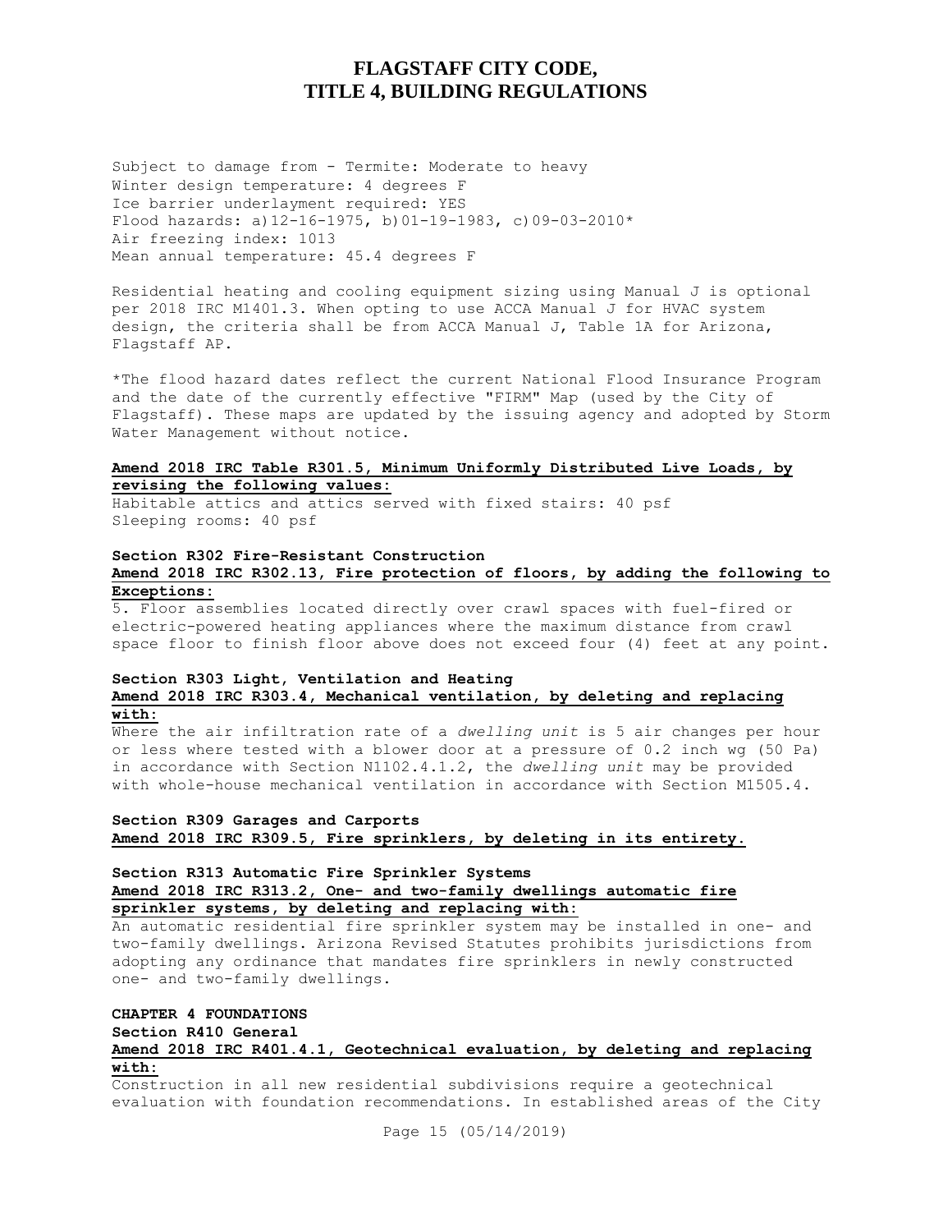Subject to damage from - Termite: Moderate to heavy
Winter design temperature: 4 degrees F
Ice barrier underlayment required: YES
Flood hazards: a)12-16-1975, b)01-19-1983, c)09-03-2010*
Air freezing index: 1013
Mean annual temperature: 45.4 degrees F

Residential heating and cooling equipment sizing using Manual J is optional per 2018 IRC M1401.3. When opting to use ACCA Manual J for HVAC system design, the criteria shall be from ACCA Manual J, Table 1A for Arizona, Flagstaff AP.

*The flood hazard dates reflect the current National Flood Insurance Program and the date of the currently effective "FIRM" Map (used by the City of Flagstaff). These maps are updated by the issuing agency and adopted by Storm Water Management without notice.

**Amend 2018 IRC Table R301.5, Minimum Uniformly Distributed Live Loads, by revising the following values:**

Habitable attics and attics served with fixed stairs: 40 psf
Sleeping rooms: 40 psf

**Section R302 Fire-Resistant Construction**

**Amend 2018 IRC R302.13, Fire protection of floors, by adding the following to Exceptions:**

5. Floor assemblies located directly over crawl spaces with fuel-fired or electric-powered heating appliances where the maximum distance from crawl space floor to finish floor above does not exceed four (4) feet at any point.

**Section R303 Light, Ventilation and Heating**

**Amend 2018 IRC R303.4, Mechanical ventilation, by deleting and replacing with:**

Where the air infiltration rate of a *dwelling unit* is 5 air changes per hour or less where tested with a blower door at a pressure of 0.2 inch wg (50 Pa) in accordance with Section N1102.4.1.2, the *dwelling unit* may be provided with whole-house mechanical ventilation in accordance with Section M1505.4.

**Section R309 Garages and Carports**

**Amend 2018 IRC R309.5, Fire sprinklers, by deleting in its entirety.**

**Section R313 Automatic Fire Sprinkler Systems**

**Amend 2018 IRC R313.2, One- and two-family dwellings automatic fire sprinkler systems, by deleting and replacing with:**

An automatic residential fire sprinkler system may be installed in one- and two-family dwellings. Arizona Revised Statutes prohibits jurisdictions from adopting any ordinance that mandates fire sprinklers in newly constructed one- and two-family dwellings.

**CHAPTER 4 FOUNDATIONS**

**Section R410 General**

**Amend 2018 IRC R401.4.1, Geotechnical evaluation, by deleting and replacing with:**

Construction in all new residential subdivisions require a geotechnical evaluation with foundation recommendations. In established areas of the City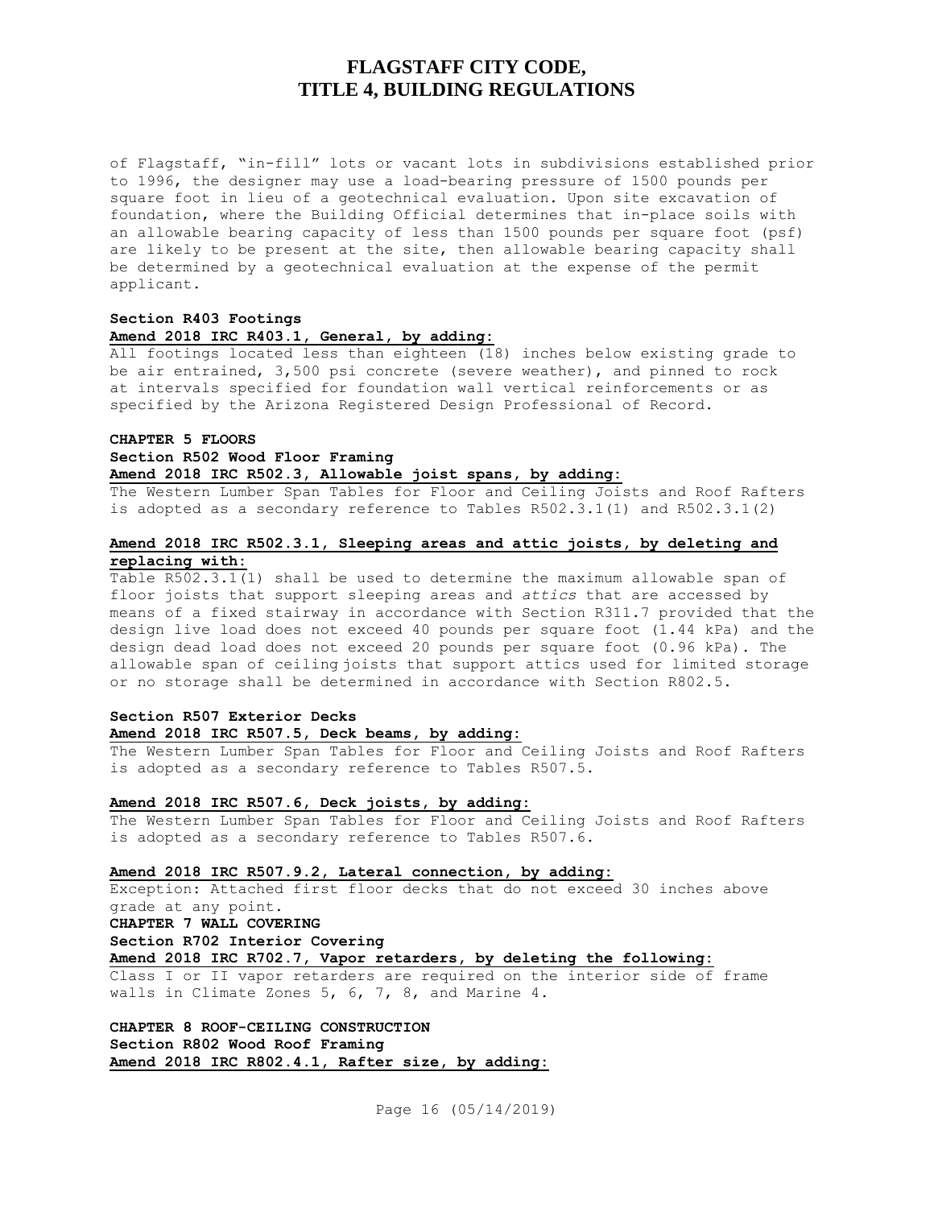of Flagstaff, "in-fill" lots or vacant lots in subdivisions established prior to 1996, the designer may use a load-bearing pressure of 1500 pounds per square foot in lieu of a geotechnical evaluation. Upon site excavation of foundation, where the Building Official determines that in-place soils with an allowable bearing capacity of less than 1500 pounds per square foot (psf) are likely to be present at the site, then allowable bearing capacity shall be determined by a geotechnical evaluation at the expense of the permit applicant.

**Section R403 Footings**

**Amend 2018 IRC R403.1, General, by adding:**

All footings located less than eighteen (18) inches below existing grade to be air entrained, 3,500 psi concrete (severe weather), and pinned to rock at intervals specified for foundation wall vertical reinforcements or as specified by the Arizona Registered Design Professional of Record.

**CHAPTER 5 FLOORS**

**Section R502 Wood Floor Framing**

**Amend 2018 IRC R502.3, Allowable joist spans, by adding:**

The Western Lumber Span Tables for Floor and Ceiling Joists and Roof Rafters is adopted as a secondary reference to Tables R502.3.1(1) and R502.3.1(2)

**Amend 2018 IRC R502.3.1, Sleeping areas and attic joists, by deleting and replacing with:**

Table R502.3.1(1) shall be used to determine the maximum allowable span of floor joists that support sleeping areas and *attics* that are accessed by means of a fixed stairway in accordance with Section R311.7 provided that the design live load does not exceed 40 pounds per square foot (1.44 kPa) and the design dead load does not exceed 20 pounds per square foot (0.96 kPa). The allowable span of ceiling joists that support attics used for limited storage or no storage shall be determined in accordance with Section R802.5.

**Section R507 Exterior Decks**

**Amend 2018 IRC R507.5, Deck beams, by adding:**

The Western Lumber Span Tables for Floor and Ceiling Joists and Roof Rafters is adopted as a secondary reference to Tables R507.5.

**Amend 2018 IRC R507.6, Deck joists, by adding:**

The Western Lumber Span Tables for Floor and Ceiling Joists and Roof Rafters is adopted as a secondary reference to Tables R507.6.

**Amend 2018 IRC R507.9.2, Lateral connection, by adding:**

Exception: Attached first floor decks that do not exceed 30 inches above grade at any point.

**CHAPTER 7 WALL COVERING**

**Section R702 Interior Covering**

**Amend 2018 IRC R702.7, Vapor retarders, by deleting the following:**

Class I or II vapor retarders are required on the interior side of frame walls in Climate Zones 5, 6, 7, 8, and Marine 4.

**CHAPTER 8 ROOF-CEILING CONSTRUCTION**

**Section R802 Wood Roof Framing**

**Amend 2018 IRC R802.4.1, Rafter size, by adding:**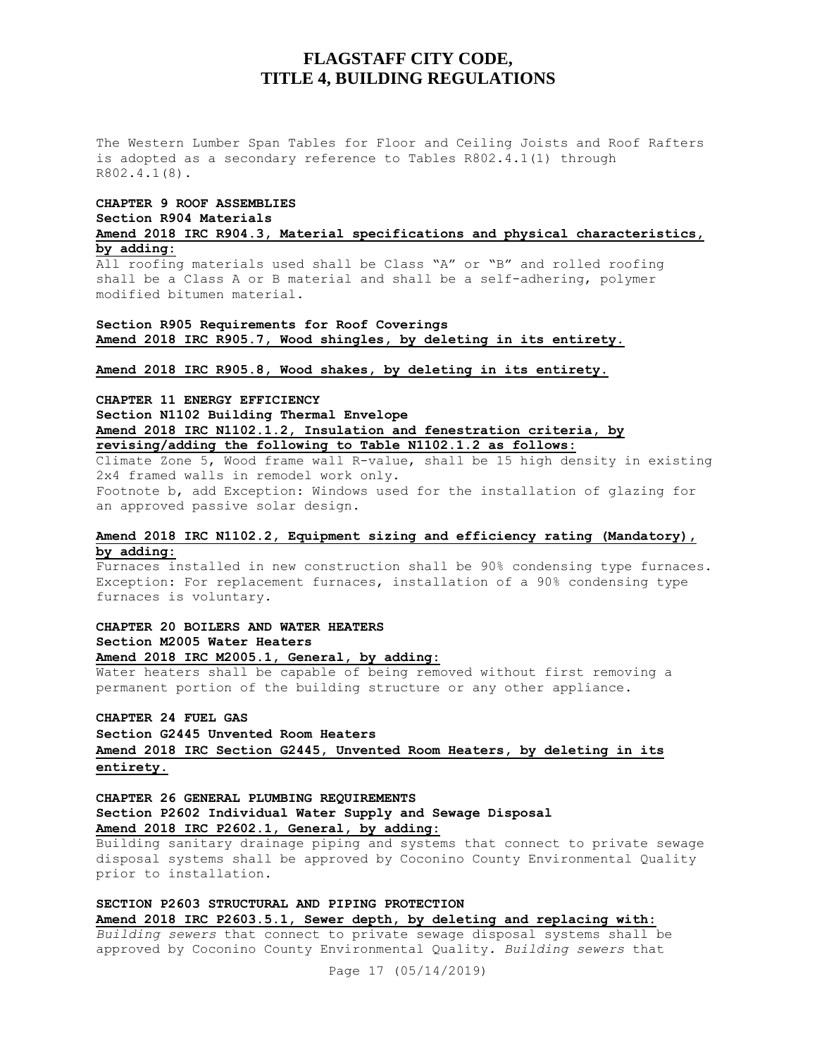The Western Lumber Span Tables for Floor and Ceiling Joists and Roof Rafters is adopted as a secondary reference to Tables R802.4.1(1) through R802.4.1(8).

**CHAPTER 9 ROOF ASSEMBLIES**
**Section R904 Materials**
**Amend 2018 IRC R904.3, Material specifications and physical characteristics, by adding:**
All roofing materials used shall be Class "A" or "B" and rolled roofing shall be a Class A or B material and shall be a self-adhering, polymer modified bitumen material.

**Section R905 Requirements for Roof Coverings**
**Amend 2018 IRC R905.7, Wood shingles, by deleting in its entirety.**

**Amend 2018 IRC R905.8, Wood shakes, by deleting in its entirety.**

**CHAPTER 11 ENERGY EFFICIENCY**
**Section N1102 Building Thermal Envelope**
**Amend 2018 IRC N1102.1.2, Insulation and fenestration criteria, by revising/adding the following to Table N1102.1.2 as follows:**
Climate Zone 5, Wood frame wall R-value, shall be 15 high density in existing 2x4 framed walls in remodel work only.
Footnote b, add Exception: Windows used for the installation of glazing for an approved passive solar design.

**Amend 2018 IRC N1102.2, Equipment sizing and efficiency rating (Mandatory), by adding:**
Furnaces installed in new construction shall be 90% condensing type furnaces. Exception: For replacement furnaces, installation of a 90% condensing type furnaces is voluntary.

**CHAPTER 20 BOILERS AND WATER HEATERS**
**Section M2005 Water Heaters**
**Amend 2018 IRC M2005.1, General, by adding:**
Water heaters shall be capable of being removed without first removing a permanent portion of the building structure or any other appliance.

**CHAPTER 24 FUEL GAS**
**Section G2445 Unvented Room Heaters**
**Amend 2018 IRC Section G2445, Unvented Room Heaters, by deleting in its entirety.**

**CHAPTER 26 GENERAL PLUMBING REQUIREMENTS**
**Section P2602 Individual Water Supply and Sewage Disposal**
**Amend 2018 IRC P2602.1, General, by adding:**
Building sanitary drainage piping and systems that connect to private sewage disposal systems shall be approved by Coconino County Environmental Quality prior to installation.

**SECTION P2603 STRUCTURAL AND PIPING PROTECTION**
**Amend 2018 IRC P2603.5.1, Sewer depth, by deleting and replacing with:**
*Building sewers* that connect to private sewage disposal systems shall be approved by Coconino County Environmental Quality. *Building sewers* that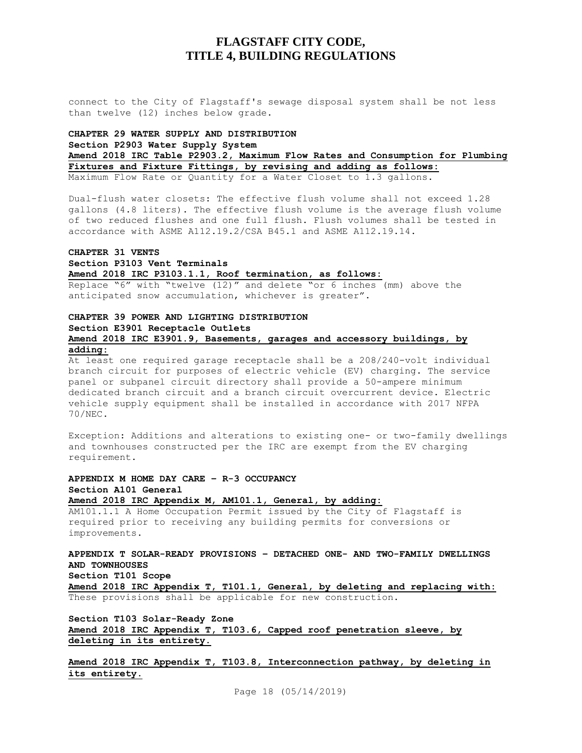connect to the City of Flagstaff's sewage disposal system shall be not less than twelve (12) inches below grade.

**CHAPTER 29 WATER SUPPLY AND DISTRIBUTION**
**Section P2903 Water Supply System**
**Amend 2018 IRC Table P2903.2, Maximum Flow Rates and Consumption for Plumbing Fixtures and Fixture Fittings, by revising and adding as follows:**
Maximum Flow Rate or Quantity for a Water Closet to 1.3 gallons.

Dual-flush water closets: The effective flush volume shall not exceed 1.28 gallons (4.8 liters). The effective flush volume is the average flush volume of two reduced flushes and one full flush. Flush volumes shall be tested in accordance with ASME A112.19.2/CSA B45.1 and ASME A112.19.14.

**CHAPTER 31 VENTS**
**Section P3103 Vent Terminals**
**Amend 2018 IRC P3103.1.1, Roof termination, as follows:**
Replace "6" with "twelve (12)" and delete "or 6 inches (mm) above the anticipated snow accumulation, whichever is greater".

**CHAPTER 39 POWER AND LIGHTING DISTRIBUTION**
**Section E3901 Receptacle Outlets**
**Amend 2018 IRC E3901.9, Basements, garages and accessory buildings, by adding:**
At least one required garage receptacle shall be a 208/240-volt individual branch circuit for purposes of electric vehicle (EV) charging. The service panel or subpanel circuit directory shall provide a 50-ampere minimum dedicated branch circuit and a branch circuit overcurrent device. Electric vehicle supply equipment shall be installed in accordance with 2017 NFPA 70/NEC.

Exception: Additions and alterations to existing one- or two-family dwellings and townhouses constructed per the IRC are exempt from the EV charging requirement.

**APPENDIX M HOME DAY CARE – R-3 OCCUPANCY**
**Section A101 General**
**Amend 2018 IRC Appendix M, AM101.1, General, by adding:**
AM101.1.1 A Home Occupation Permit issued by the City of Flagstaff is required prior to receiving any building permits for conversions or improvements.

**APPENDIX T SOLAR-READY PROVISIONS – DETACHED ONE- AND TWO-FAMILY DWELLINGS AND TOWNHOUSES**
**Section T101 Scope**
**Amend 2018 IRC Appendix T, T101.1, General, by deleting and replacing with:**
These provisions shall be applicable for new construction.

**Section T103 Solar-Ready Zone**
**Amend 2018 IRC Appendix T, T103.6, Capped roof penetration sleeve, by deleting in its entirety.**

**Amend 2018 IRC Appendix T, T103.8, Interconnection pathway, by deleting in its entirety.**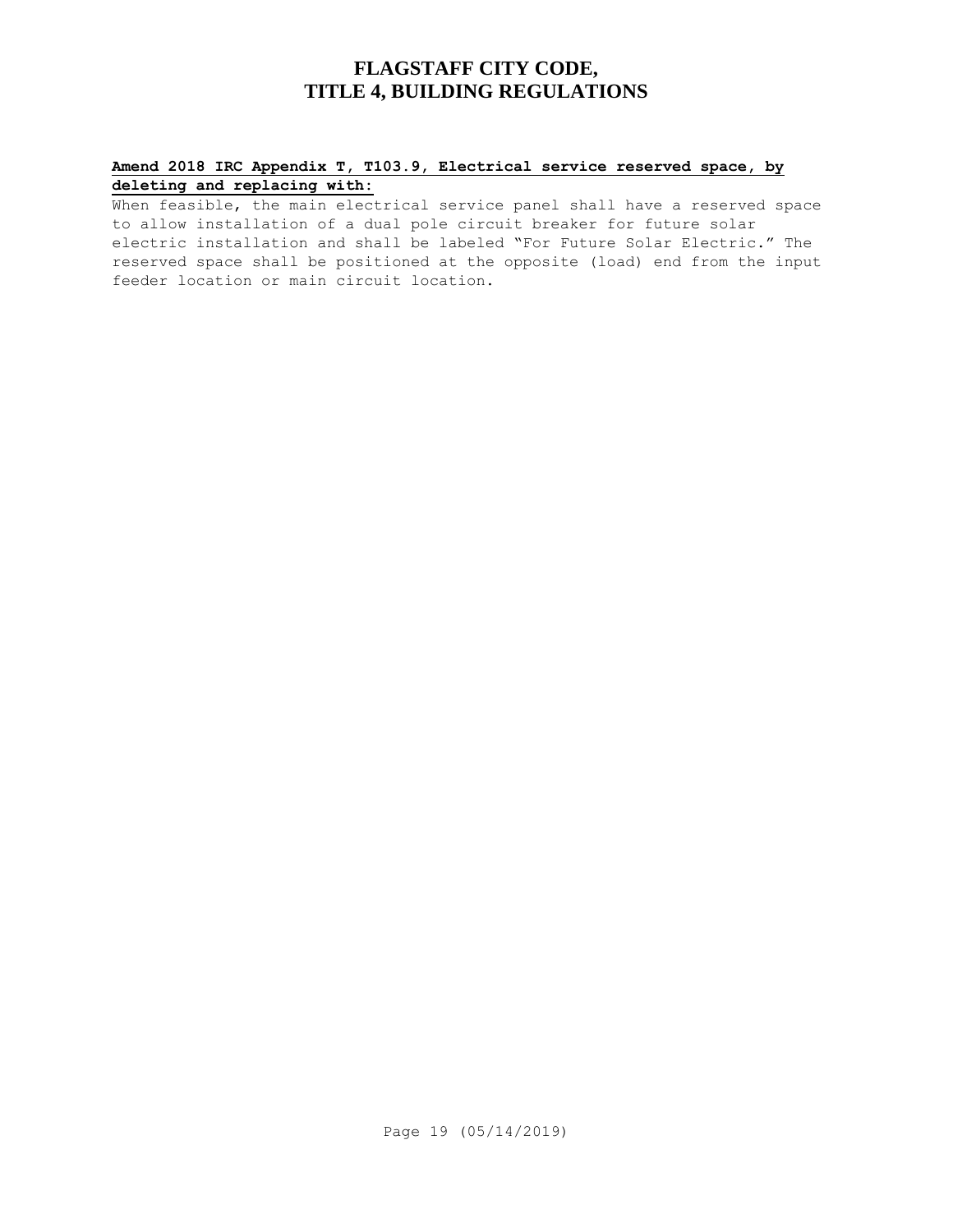**Amend 2018 IRC Appendix T, T103.9, Electrical service reserved space, by deleting and replacing with:**

When feasible, the main electrical service panel shall have a reserved space to allow installation of a dual pole circuit breaker for future solar electric installation and shall be labeled "For Future Solar Electric." The reserved space shall be positioned at the opposite (load) end from the input feeder location or main circuit location.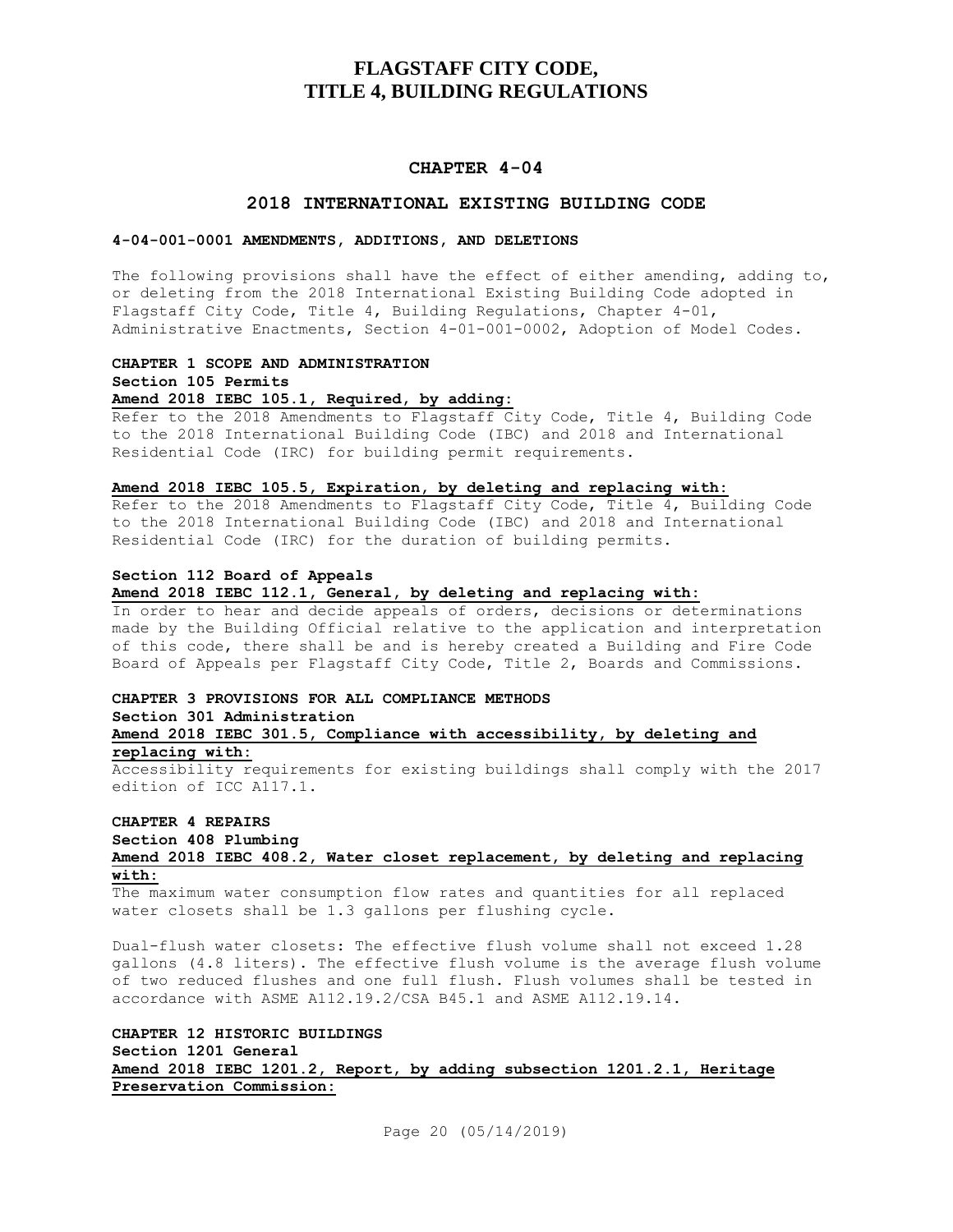# FLAGSTAFF CITY CODE, TITLE 4, BUILDING REGULATIONS

## CHAPTER 4-04

## 2018 INTERNATIONAL EXISTING BUILDING CODE

**4-04-001-0001 AMENDMENTS, ADDITIONS, AND DELETIONS**

The following provisions shall have the effect of either amending, adding to, or deleting from the 2018 International Existing Building Code adopted in Flagstaff City Code, Title 4, Building Regulations, Chapter 4-01, Administrative Enactments, Section 4-01-001-0002, Adoption of Model Codes.

**CHAPTER 1 SCOPE AND ADMINISTRATION**
**Section 105 Permits**
**Amend 2018 IEBC 105.1, Required, by adding:**
Refer to the 2018 Amendments to Flagstaff City Code, Title 4, Building Code to the 2018 International Building Code (IBC) and 2018 and International Residential Code (IRC) for building permit requirements.

**Amend 2018 IEBC 105.5, Expiration, by deleting and replacing with:**
Refer to the 2018 Amendments to Flagstaff City Code, Title 4, Building Code to the 2018 International Building Code (IBC) and 2018 and International Residential Code (IRC) for the duration of building permits.

**Section 112 Board of Appeals**
**Amend 2018 IEBC 112.1, General, by deleting and replacing with:**
In order to hear and decide appeals of orders, decisions or determinations made by the Building Official relative to the application and interpretation of this code, there shall be and is hereby created a Building and Fire Code Board of Appeals per Flagstaff City Code, Title 2, Boards and Commissions.

**CHAPTER 3 PROVISIONS FOR ALL COMPLIANCE METHODS**
**Section 301 Administration**
**Amend 2018 IEBC 301.5, Compliance with accessibility, by deleting and replacing with:**
Accessibility requirements for existing buildings shall comply with the 2017 edition of ICC A117.1.

**CHAPTER 4 REPAIRS**
**Section 408 Plumbing**
**Amend 2018 IEBC 408.2, Water closet replacement, by deleting and replacing with:**
The maximum water consumption flow rates and quantities for all replaced water closets shall be 1.3 gallons per flushing cycle.

Dual-flush water closets: The effective flush volume shall not exceed 1.28 gallons (4.8 liters). The effective flush volume is the average flush volume of two reduced flushes and one full flush. Flush volumes shall be tested in accordance with ASME A112.19.2/CSA B45.1 and ASME A112.19.14.

**CHAPTER 12 HISTORIC BUILDINGS**
**Section 1201 General**
**Amend 2018 IEBC 1201.2, Report, by adding subsection 1201.2.1, Heritage Preservation Commission:**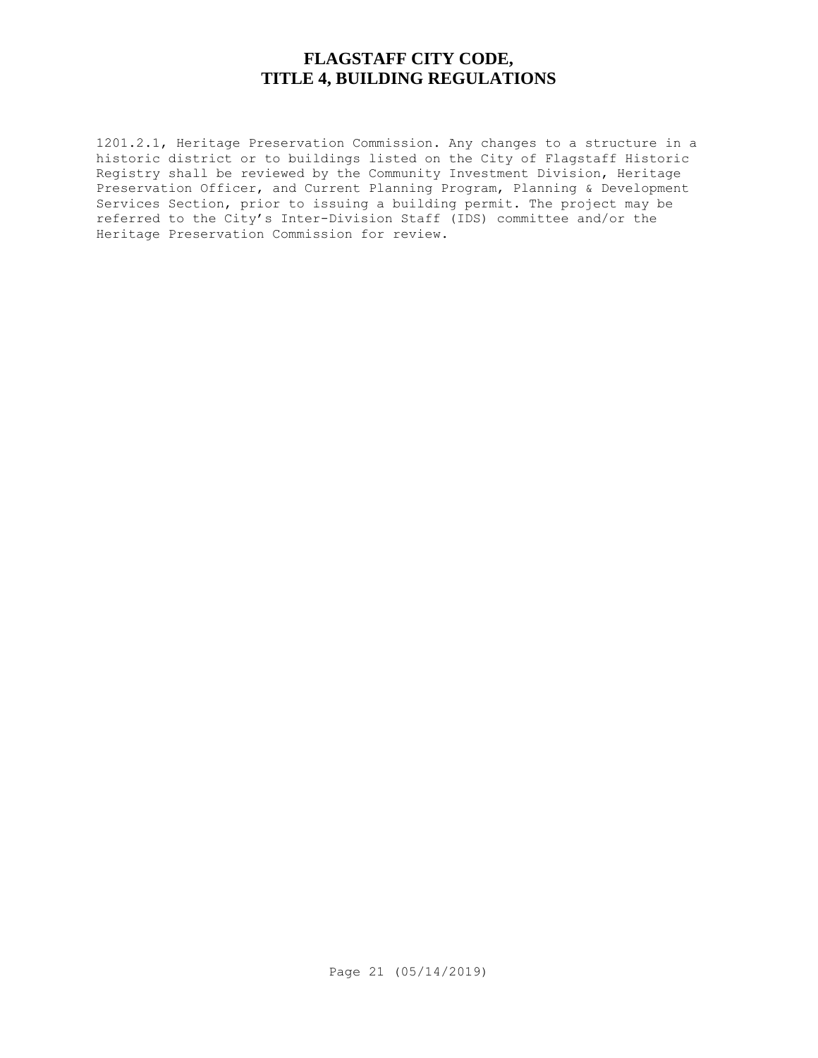1201.2.1, Heritage Preservation Commission. Any changes to a structure in a historic district or to buildings listed on the City of Flagstaff Historic Registry shall be reviewed by the Community Investment Division, Heritage Preservation Officer, and Current Planning Program, Planning & Development Services Section, prior to issuing a building permit. The project may be referred to the City's Inter-Division Staff (IDS) committee and/or the Heritage Preservation Commission for review.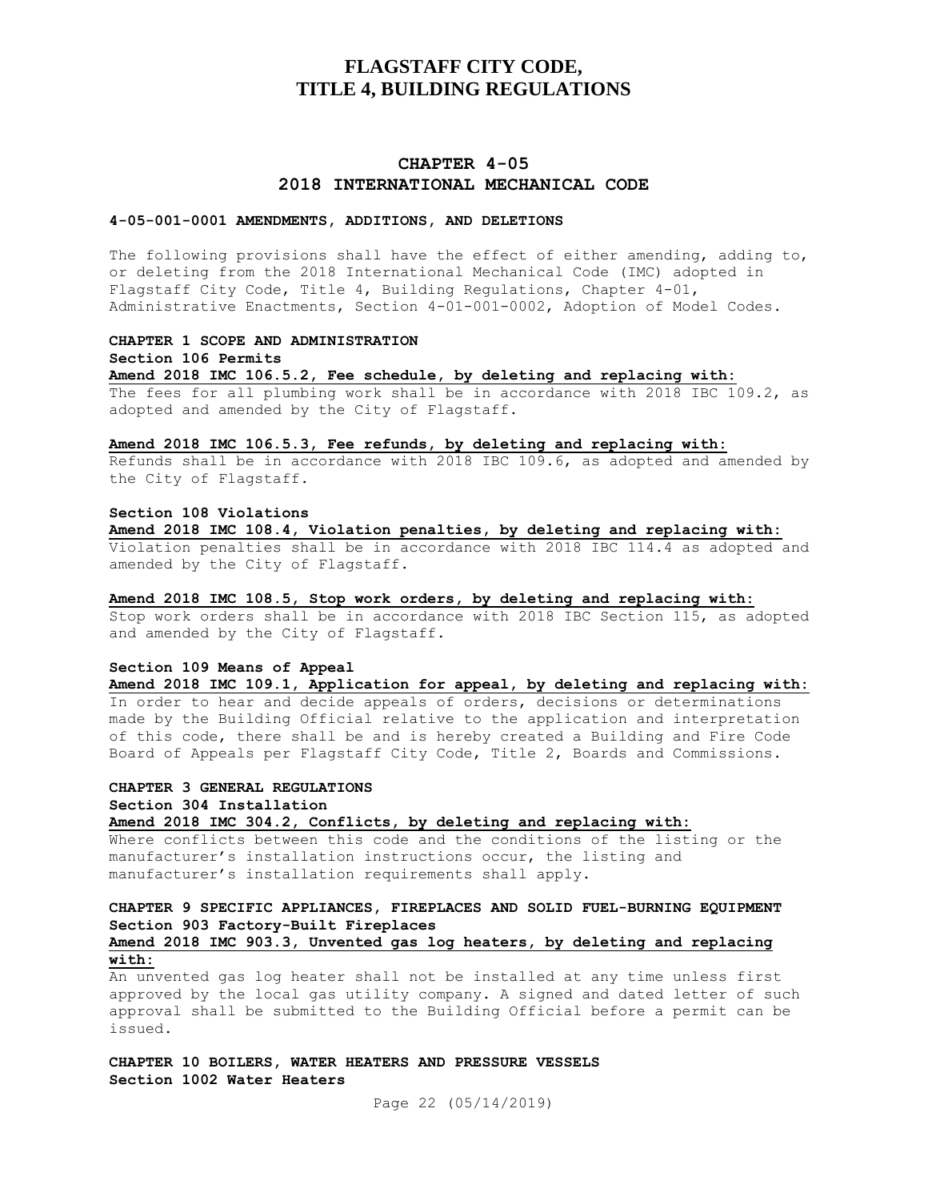# FLAGSTAFF CITY CODE, TITLE 4, BUILDING REGULATIONS

## CHAPTER 4-05
## 2018 INTERNATIONAL MECHANICAL CODE

**4-05-001-0001 AMENDMENTS, ADDITIONS, AND DELETIONS**

The following provisions shall have the effect of either amending, adding to, or deleting from the 2018 International Mechanical Code (IMC) adopted in Flagstaff City Code, Title 4, Building Regulations, Chapter 4-01, Administrative Enactments, Section 4-01-001-0002, Adoption of Model Codes.

**CHAPTER 1 SCOPE AND ADMINISTRATION**

**Section 106 Permits**

**Amend 2018 IMC 106.5.2, Fee schedule, by deleting and replacing with:**

The fees for all plumbing work shall be in accordance with 2018 IBC 109.2, as adopted and amended by the City of Flagstaff.

**Amend 2018 IMC 106.5.3, Fee refunds, by deleting and replacing with:**

Refunds shall be in accordance with 2018 IBC 109.6, as adopted and amended by the City of Flagstaff.

**Section 108 Violations**

**Amend 2018 IMC 108.4, Violation penalties, by deleting and replacing with:**

Violation penalties shall be in accordance with 2018 IBC 114.4 as adopted and amended by the City of Flagstaff.

**Amend 2018 IMC 108.5, Stop work orders, by deleting and replacing with:**

Stop work orders shall be in accordance with 2018 IBC Section 115, as adopted and amended by the City of Flagstaff.

**Section 109 Means of Appeal**

**Amend 2018 IMC 109.1, Application for appeal, by deleting and replacing with:**

In order to hear and decide appeals of orders, decisions or determinations made by the Building Official relative to the application and interpretation of this code, there shall be and is hereby created a Building and Fire Code Board of Appeals per Flagstaff City Code, Title 2, Boards and Commissions.

**CHAPTER 3 GENERAL REGULATIONS**

**Section 304 Installation**

**Amend 2018 IMC 304.2, Conflicts, by deleting and replacing with:**

Where conflicts between this code and the conditions of the listing or the manufacturer's installation instructions occur, the listing and manufacturer's installation requirements shall apply.

**CHAPTER 9 SPECIFIC APPLIANCES, FIREPLACES AND SOLID FUEL-BURNING EQUIPMENT**

**Section 903 Factory-Built Fireplaces**

**Amend 2018 IMC 903.3, Unvented gas log heaters, by deleting and replacing with:**

An unvented gas log heater shall not be installed at any time unless first approved by the local gas utility company. A signed and dated letter of such approval shall be submitted to the Building Official before a permit can be issued.

**CHAPTER 10 BOILERS, WATER HEATERS AND PRESSURE VESSELS**

**Section 1002 Water Heaters**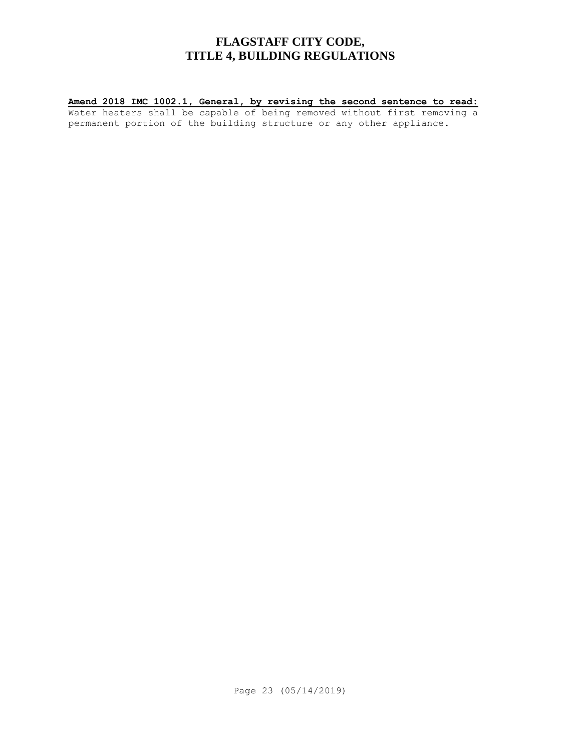**Amend 2018 IMC 1002.1, General, by revising the second sentence to read:**

Water heaters shall be capable of being removed without first removing a permanent portion of the building structure or any other appliance.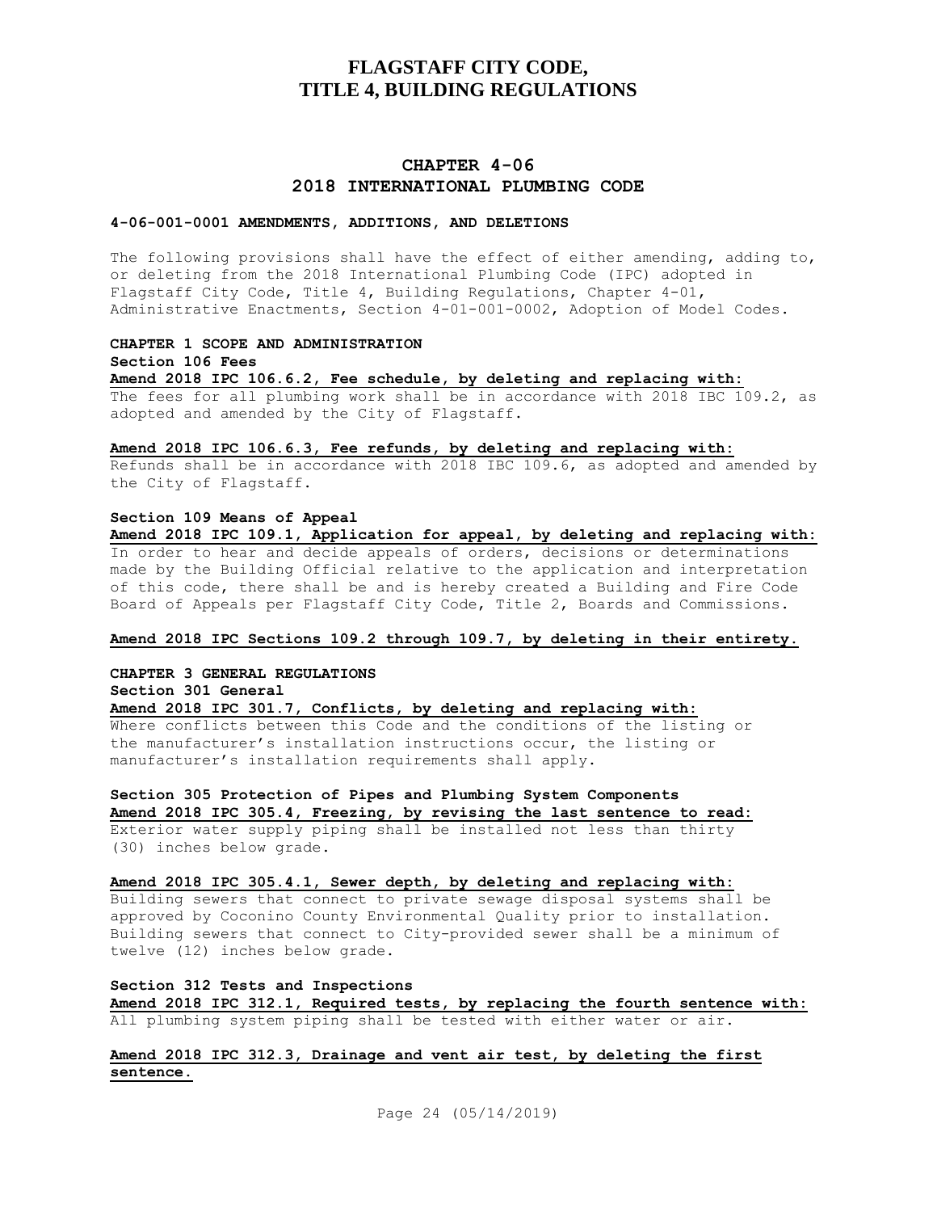# FLAGSTAFF CITY CODE, TITLE 4, BUILDING REGULATIONS

## CHAPTER 4-06
## 2018 INTERNATIONAL PLUMBING CODE

### 4-06-001-0001 AMENDMENTS, ADDITIONS, AND DELETIONS

The following provisions shall have the effect of either amending, adding to, or deleting from the 2018 International Plumbing Code (IPC) adopted in Flagstaff City Code, Title 4, Building Regulations, Chapter 4-01, Administrative Enactments, Section 4-01-001-0002, Adoption of Model Codes.

**CHAPTER 1 SCOPE AND ADMINISTRATION**

**Section 106 Fees**

**Amend 2018 IPC 106.6.2, Fee schedule, by deleting and replacing with:**

The fees for all plumbing work shall be in accordance with 2018 IBC 109.2, as adopted and amended by the City of Flagstaff.

**Amend 2018 IPC 106.6.3, Fee refunds, by deleting and replacing with:**

Refunds shall be in accordance with 2018 IBC 109.6, as adopted and amended by the City of Flagstaff.

**Section 109 Means of Appeal**

**Amend 2018 IPC 109.1, Application for appeal, by deleting and replacing with:**

In order to hear and decide appeals of orders, decisions or determinations made by the Building Official relative to the application and interpretation of this code, there shall be and is hereby created a Building and Fire Code Board of Appeals per Flagstaff City Code, Title 2, Boards and Commissions.

**Amend 2018 IPC Sections 109.2 through 109.7, by deleting in their entirety.**

**CHAPTER 3 GENERAL REGULATIONS**

**Section 301 General**

**Amend 2018 IPC 301.7, Conflicts, by deleting and replacing with:**

Where conflicts between this Code and the conditions of the listing or the manufacturer's installation instructions occur, the listing or manufacturer's installation requirements shall apply.

**Section 305 Protection of Pipes and Plumbing System Components**

**Amend 2018 IPC 305.4, Freezing, by revising the last sentence to read:**

Exterior water supply piping shall be installed not less than thirty (30) inches below grade.

**Amend 2018 IPC 305.4.1, Sewer depth, by deleting and replacing with:**

Building sewers that connect to private sewage disposal systems shall be approved by Coconino County Environmental Quality prior to installation. Building sewers that connect to City-provided sewer shall be a minimum of twelve (12) inches below grade.

**Section 312 Tests and Inspections**

**Amend 2018 IPC 312.1, Required tests, by replacing the fourth sentence with:**

All plumbing system piping shall be tested with either water or air.

**Amend 2018 IPC 312.3, Drainage and vent air test, by deleting the first sentence.**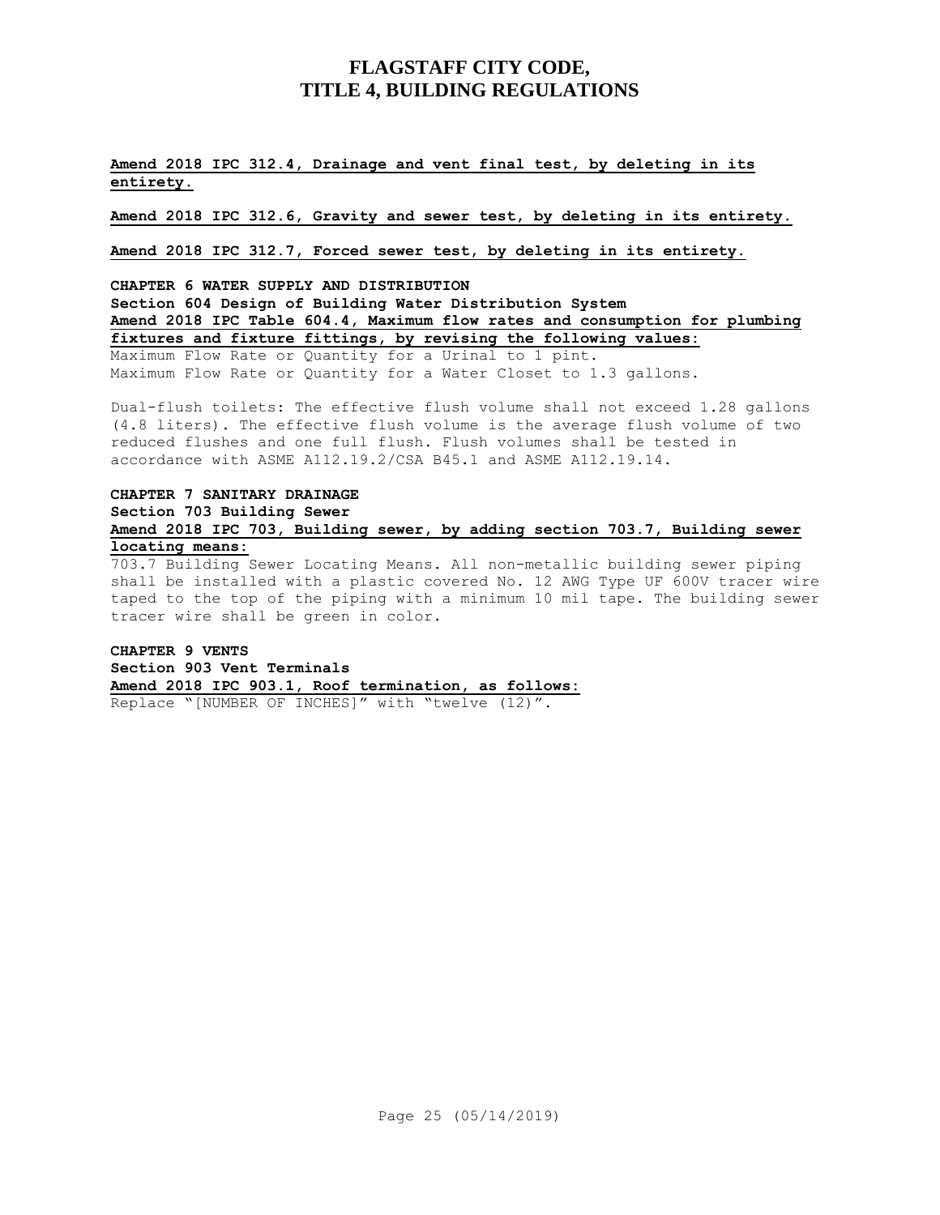**Amend 2018 IPC 312.4, Drainage and vent final test, by deleting in its entirety.**

**Amend 2018 IPC 312.6, Gravity and sewer test, by deleting in its entirety.**

**Amend 2018 IPC 312.7, Forced sewer test, by deleting in its entirety.**

**CHAPTER 6 WATER SUPPLY AND DISTRIBUTION**

**Section 604 Design of Building Water Distribution System**

**Amend 2018 IPC Table 604.4, Maximum flow rates and consumption for plumbing fixtures and fixture fittings, by revising the following values:**

Maximum Flow Rate or Quantity for a Urinal to 1 pint.
Maximum Flow Rate or Quantity for a Water Closet to 1.3 gallons.

Dual-flush toilets: The effective flush volume shall not exceed 1.28 gallons (4.8 liters). The effective flush volume is the average flush volume of two reduced flushes and one full flush. Flush volumes shall be tested in accordance with ASME A112.19.2/CSA B45.1 and ASME A112.19.14.

**CHAPTER 7 SANITARY DRAINAGE**

**Section 703 Building Sewer**

**Amend 2018 IPC 703, Building sewer, by adding section 703.7, Building sewer locating means:**

703.7 Building Sewer Locating Means. All non-metallic building sewer piping shall be installed with a plastic covered No. 12 AWG Type UF 600V tracer wire taped to the top of the piping with a minimum 10 mil tape. The building sewer tracer wire shall be green in color.

**CHAPTER 9 VENTS**

**Section 903 Vent Terminals**

**Amend 2018 IPC 903.1, Roof termination, as follows:**

Replace "[NUMBER OF INCHES]" with "twelve (12)".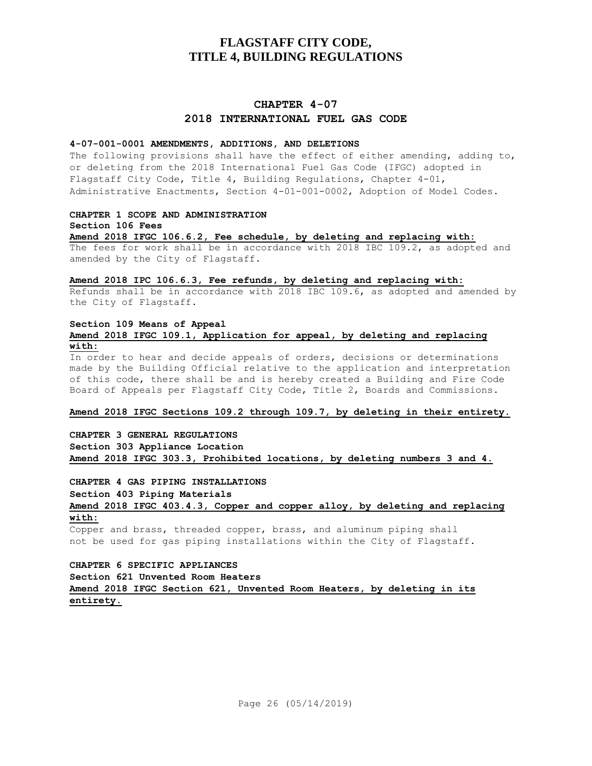# FLAGSTAFF CITY CODE, TITLE 4, BUILDING REGULATIONS

## CHAPTER 4-07
## 2018 INTERNATIONAL FUEL GAS CODE

**4-07-001-0001 AMENDMENTS, ADDITIONS, AND DELETIONS**

The following provisions shall have the effect of either amending, adding to, or deleting from the 2018 International Fuel Gas Code (IFGC) adopted in Flagstaff City Code, Title 4, Building Regulations, Chapter 4-01, Administrative Enactments, Section 4-01-001-0002, Adoption of Model Codes.

**CHAPTER 1 SCOPE AND ADMINISTRATION**

**Section 106 Fees**

**Amend 2018 IFGC 106.6.2, Fee schedule, by deleting and replacing with:**

The fees for work shall be in accordance with 2018 IBC 109.2, as adopted and amended by the City of Flagstaff.

**Amend 2018 IPC 106.6.3, Fee refunds, by deleting and replacing with:**

Refunds shall be in accordance with 2018 IBC 109.6, as adopted and amended by the City of Flagstaff.

**Section 109 Means of Appeal**

**Amend 2018 IFGC 109.1, Application for appeal, by deleting and replacing with:**

In order to hear and decide appeals of orders, decisions or determinations made by the Building Official relative to the application and interpretation of this code, there shall be and is hereby created a Building and Fire Code Board of Appeals per Flagstaff City Code, Title 2, Boards and Commissions.

**Amend 2018 IFGC Sections 109.2 through 109.7, by deleting in their entirety.**

**CHAPTER 3 GENERAL REGULATIONS**

**Section 303 Appliance Location**

**Amend 2018 IFGC 303.3, Prohibited locations, by deleting numbers 3 and 4.**

**CHAPTER 4 GAS PIPING INSTALLATIONS**

**Section 403 Piping Materials**

**Amend 2018 IFGC 403.4.3, Copper and copper alloy, by deleting and replacing with:**

Copper and brass, threaded copper, brass, and aluminum piping shall not be used for gas piping installations within the City of Flagstaff.

**CHAPTER 6 SPECIFIC APPLIANCES**

**Section 621 Unvented Room Heaters**

**Amend 2018 IFGC Section 621, Unvented Room Heaters, by deleting in its entirety.**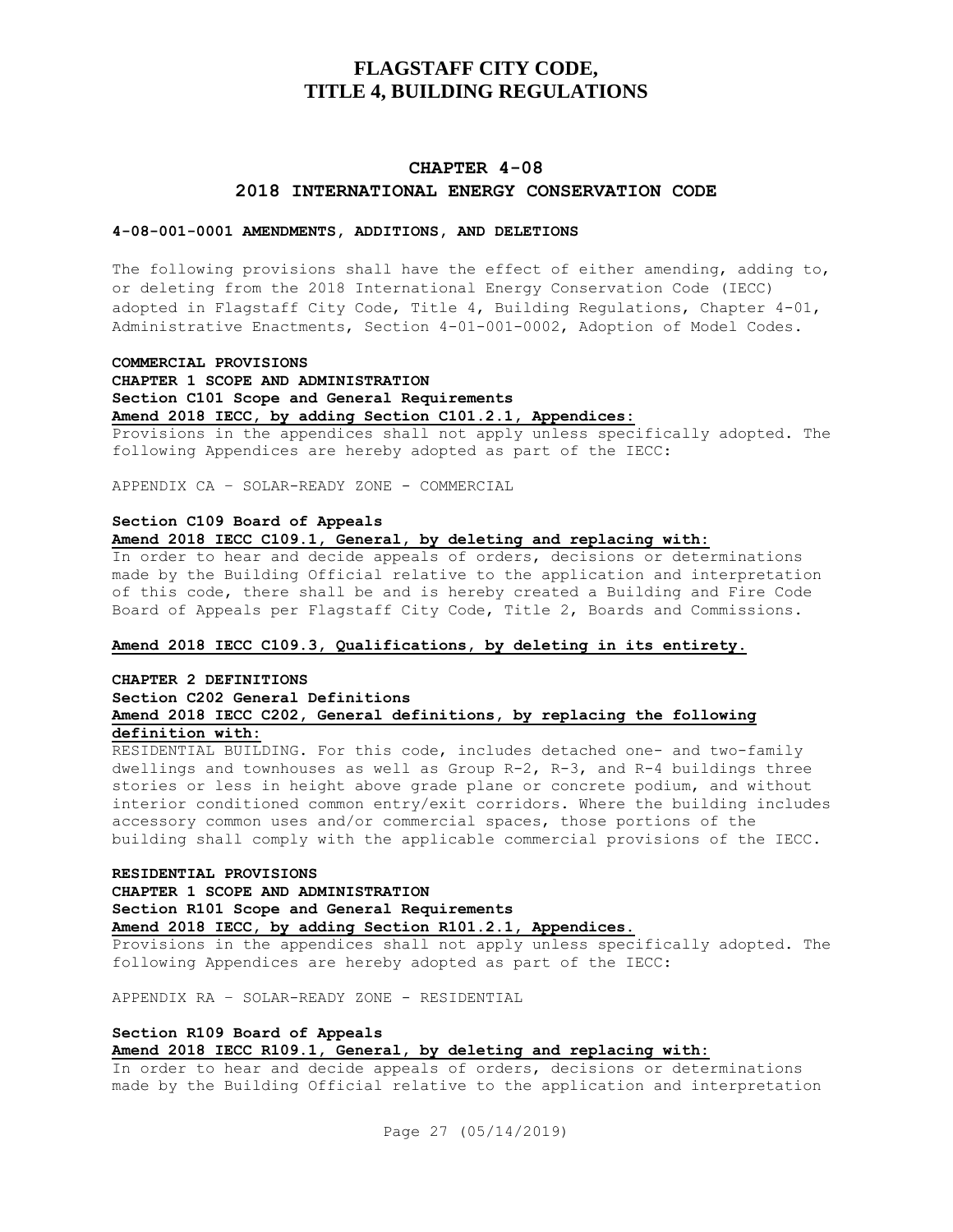# FLAGSTAFF CITY CODE, TITLE 4, BUILDING REGULATIONS

## CHAPTER 4-08
## 2018 INTERNATIONAL ENERGY CONSERVATION CODE

### 4-08-001-0001 AMENDMENTS, ADDITIONS, AND DELETIONS

The following provisions shall have the effect of either amending, adding to, or deleting from the 2018 International Energy Conservation Code (IECC) adopted in Flagstaff City Code, Title 4, Building Regulations, Chapter 4-01, Administrative Enactments, Section 4-01-001-0002, Adoption of Model Codes.

**COMMERCIAL PROVISIONS**
**CHAPTER 1 SCOPE AND ADMINISTRATION**
**Section C101 Scope and General Requirements**
**Amend 2018 IECC, by adding Section C101.2.1, Appendices:**
Provisions in the appendices shall not apply unless specifically adopted. The following Appendices are hereby adopted as part of the IECC:

APPENDIX CA – SOLAR-READY ZONE - COMMERCIAL

**Section C109 Board of Appeals**
**Amend 2018 IECC C109.1, General, by deleting and replacing with:**
In order to hear and decide appeals of orders, decisions or determinations made by the Building Official relative to the application and interpretation of this code, there shall be and is hereby created a Building and Fire Code Board of Appeals per Flagstaff City Code, Title 2, Boards and Commissions.

**Amend 2018 IECC C109.3, Qualifications, by deleting in its entirety.**

**CHAPTER 2 DEFINITIONS**
**Section C202 General Definitions**
**Amend 2018 IECC C202, General definitions, by replacing the following definition with:**
RESIDENTIAL BUILDING. For this code, includes detached one- and two-family dwellings and townhouses as well as Group R-2, R-3, and R-4 buildings three stories or less in height above grade plane or concrete podium, and without interior conditioned common entry/exit corridors. Where the building includes accessory common uses and/or commercial spaces, those portions of the building shall comply with the applicable commercial provisions of the IECC.

**RESIDENTIAL PROVISIONS**
**CHAPTER 1 SCOPE AND ADMINISTRATION**
**Section R101 Scope and General Requirements**
**Amend 2018 IECC, by adding Section R101.2.1, Appendices.**
Provisions in the appendices shall not apply unless specifically adopted. The following Appendices are hereby adopted as part of the IECC:

APPENDIX RA – SOLAR-READY ZONE - RESIDENTIAL

**Section R109 Board of Appeals**
**Amend 2018 IECC R109.1, General, by deleting and replacing with:**
In order to hear and decide appeals of orders, decisions or determinations made by the Building Official relative to the application and interpretation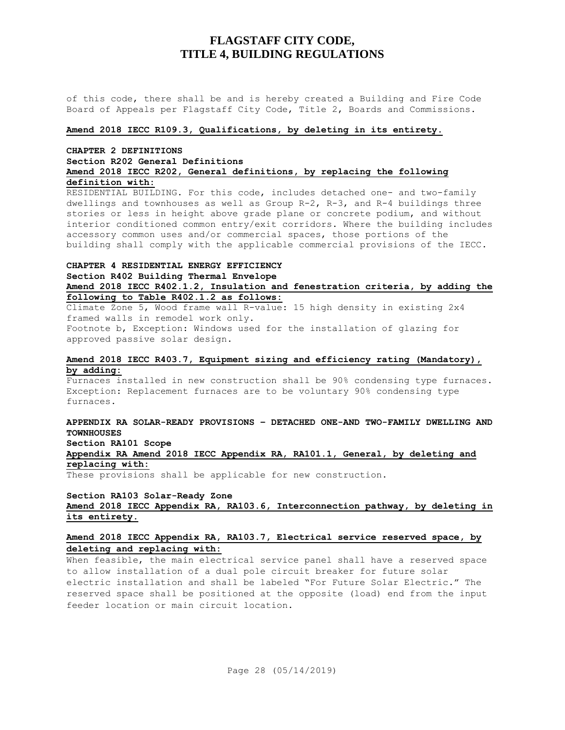of this code, there shall be and is hereby created a Building and Fire Code Board of Appeals per Flagstaff City Code, Title 2, Boards and Commissions.

**Amend 2018 IECC R109.3, Qualifications, by deleting in its entirety.**

**CHAPTER 2 DEFINITIONS**

**Section R202 General Definitions**

**Amend 2018 IECC R202, General definitions, by replacing the following definition with:**

RESIDENTIAL BUILDING. For this code, includes detached one- and two-family dwellings and townhouses as well as Group R-2, R-3, and R-4 buildings three stories or less in height above grade plane or concrete podium, and without interior conditioned common entry/exit corridors. Where the building includes accessory common uses and/or commercial spaces, those portions of the building shall comply with the applicable commercial provisions of the IECC.

**CHAPTER 4 RESIDENTIAL ENERGY EFFICIENCY**

**Section R402 Building Thermal Envelope**

**Amend 2018 IECC R402.1.2, Insulation and fenestration criteria, by adding the following to Table R402.1.2 as follows:**

Climate Zone 5, Wood frame wall R-value: 15 high density in existing 2x4 framed walls in remodel work only.

Footnote b, Exception: Windows used for the installation of glazing for approved passive solar design.

**Amend 2018 IECC R403.7, Equipment sizing and efficiency rating (Mandatory), by adding:**

Furnaces installed in new construction shall be 90% condensing type furnaces. Exception: Replacement furnaces are to be voluntary 90% condensing type furnaces.

**APPENDIX RA SOLAR-READY PROVISIONS – DETACHED ONE-AND TWO-FAMILY DWELLING AND TOWNHOUSES**

**Section RA101 Scope**

**Appendix RA Amend 2018 IECC Appendix RA, RA101.1, General, by deleting and replacing with:**

These provisions shall be applicable for new construction.

**Section RA103 Solar-Ready Zone**

**Amend 2018 IECC Appendix RA, RA103.6, Interconnection pathway, by deleting in its entirety.**

**Amend 2018 IECC Appendix RA, RA103.7, Electrical service reserved space, by deleting and replacing with:**

When feasible, the main electrical service panel shall have a reserved space to allow installation of a dual pole circuit breaker for future solar electric installation and shall be labeled "For Future Solar Electric." The reserved space shall be positioned at the opposite (load) end from the input feeder location or main circuit location.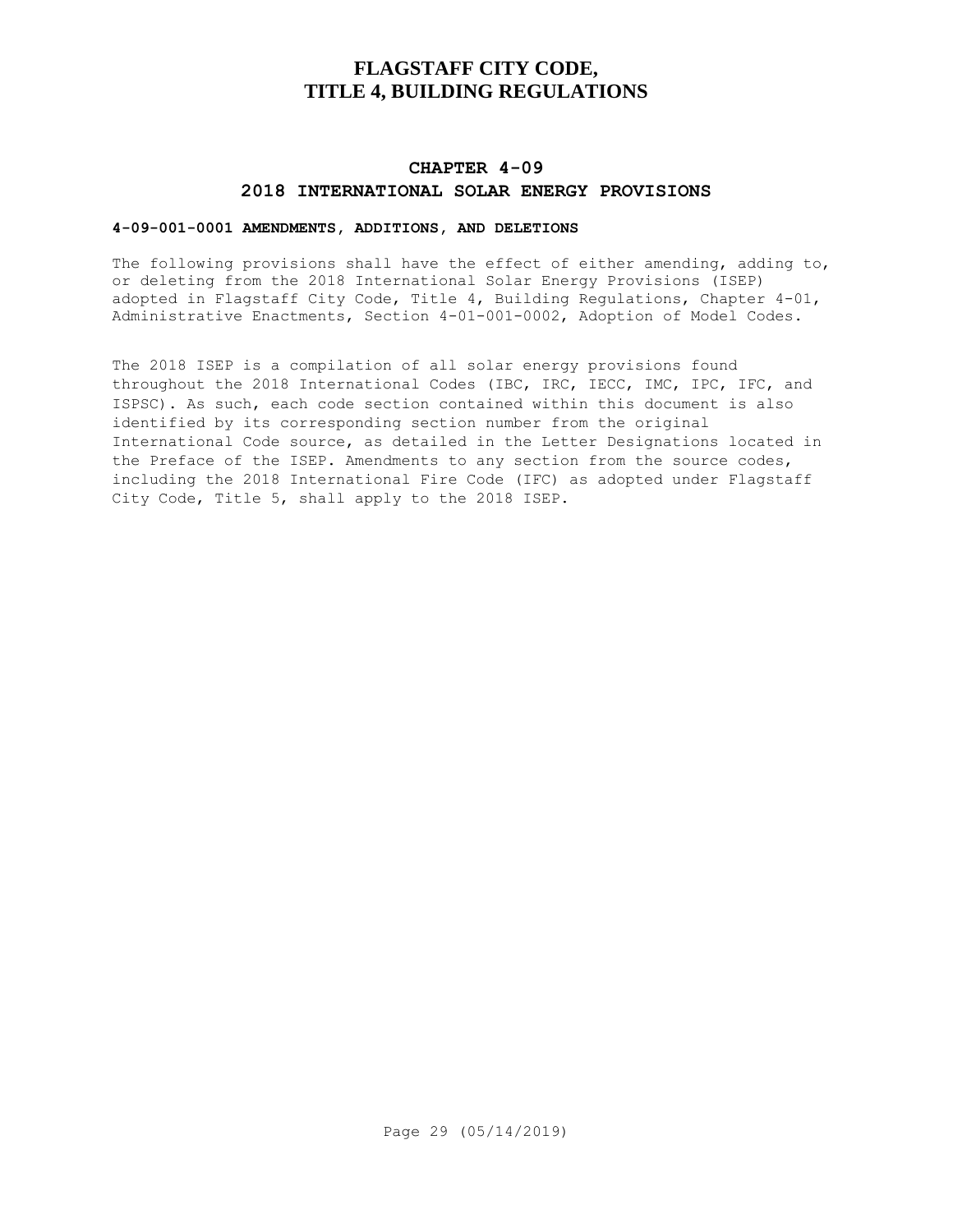# FLAGSTAFF CITY CODE, TITLE 4, BUILDING REGULATIONS

## CHAPTER 4-09
## 2018 INTERNATIONAL SOLAR ENERGY PROVISIONS

### 4-09-001-0001 AMENDMENTS, ADDITIONS, AND DELETIONS

The following provisions shall have the effect of either amending, adding to, or deleting from the 2018 International Solar Energy Provisions (ISEP) adopted in Flagstaff City Code, Title 4, Building Regulations, Chapter 4-01, Administrative Enactments, Section 4-01-001-0002, Adoption of Model Codes.

The 2018 ISEP is a compilation of all solar energy provisions found throughout the 2018 International Codes (IBC, IRC, IECC, IMC, IPC, IFC, and ISPSC). As such, each code section contained within this document is also identified by its corresponding section number from the original International Code source, as detailed in the Letter Designations located in the Preface of the ISEP. Amendments to any section from the source codes, including the 2018 International Fire Code (IFC) as adopted under Flagstaff City Code, Title 5, shall apply to the 2018 ISEP.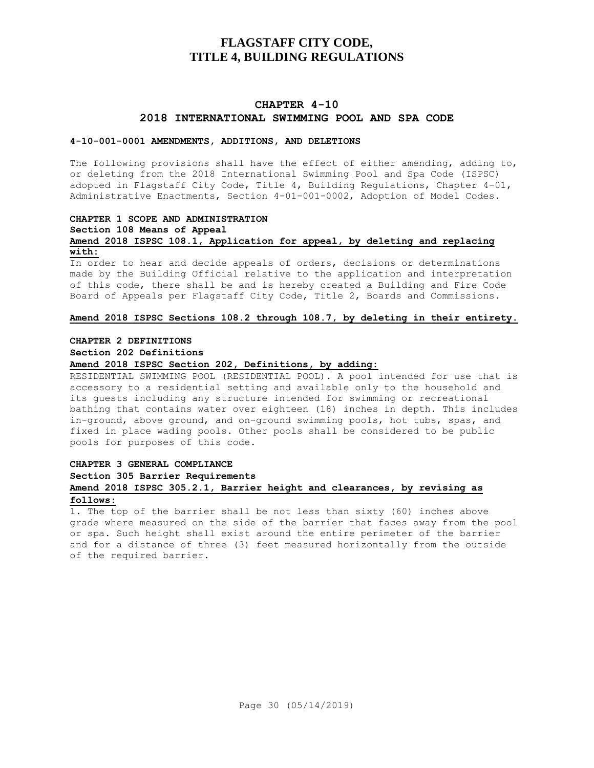# FLAGSTAFF CITY CODE, TITLE 4, BUILDING REGULATIONS

## CHAPTER 4-10
## 2018 INTERNATIONAL SWIMMING POOL AND SPA CODE

### 4-10-001-0001 AMENDMENTS, ADDITIONS, AND DELETIONS

The following provisions shall have the effect of either amending, adding to, or deleting from the 2018 International Swimming Pool and Spa Code (ISPSC) adopted in Flagstaff City Code, Title 4, Building Regulations, Chapter 4-01, Administrative Enactments, Section 4-01-001-0002, Adoption of Model Codes.

**CHAPTER 1 SCOPE AND ADMINISTRATION**

**Section 108 Means of Appeal**

**Amend 2018 ISPSC 108.1, Application for appeal, by deleting and replacing with:**

In order to hear and decide appeals of orders, decisions or determinations made by the Building Official relative to the application and interpretation of this code, there shall be and is hereby created a Building and Fire Code Board of Appeals per Flagstaff City Code, Title 2, Boards and Commissions.

**Amend 2018 ISPSC Sections 108.2 through 108.7, by deleting in their entirety.**

**CHAPTER 2 DEFINITIONS**

**Section 202 Definitions**

**Amend 2018 ISPSC Section 202, Definitions, by adding:**

RESIDENTIAL SWIMMING POOL (RESIDENTIAL POOL). A pool intended for use that is accessory to a residential setting and available only to the household and its guests including any structure intended for swimming or recreational bathing that contains water over eighteen (18) inches in depth. This includes in-ground, above ground, and on-ground swimming pools, hot tubs, spas, and fixed in place wading pools. Other pools shall be considered to be public pools for purposes of this code.

**CHAPTER 3 GENERAL COMPLIANCE**

**Section 305 Barrier Requirements**

**Amend 2018 ISPSC 305.2.1, Barrier height and clearances, by revising as follows:**

1. The top of the barrier shall be not less than sixty (60) inches above grade where measured on the side of the barrier that faces away from the pool or spa. Such height shall exist around the entire perimeter of the barrier and for a distance of three (3) feet measured horizontally from the outside of the required barrier.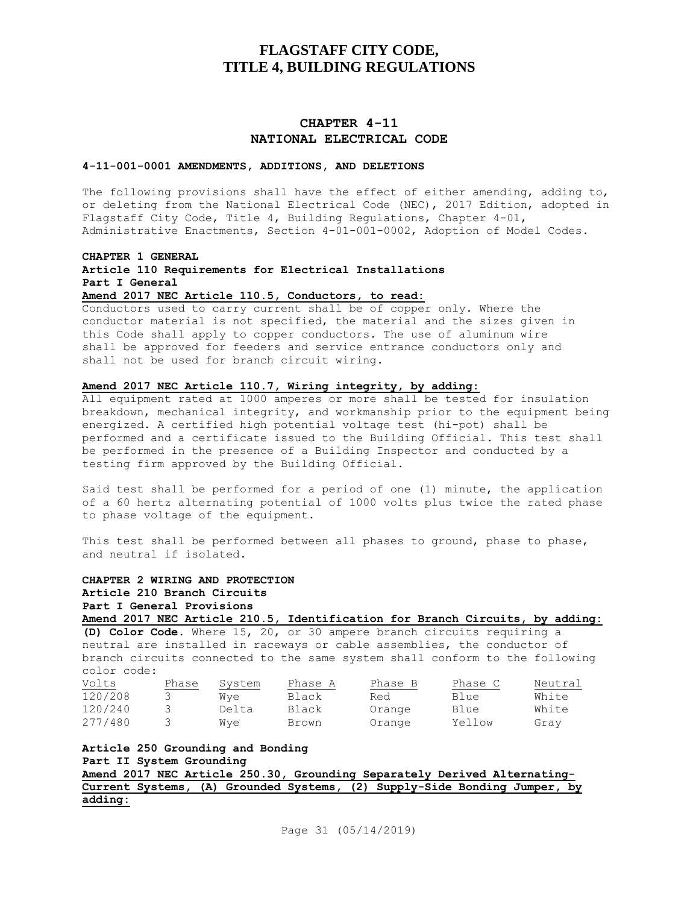# FLAGSTAFF CITY CODE, TITLE 4, BUILDING REGULATIONS

## CHAPTER 4-11
## NATIONAL ELECTRICAL CODE

**4-11-001-0001 AMENDMENTS, ADDITIONS, AND DELETIONS**

The following provisions shall have the effect of either amending, adding to, or deleting from the National Electrical Code (NEC), 2017 Edition, adopted in Flagstaff City Code, Title 4, Building Regulations, Chapter 4-01, Administrative Enactments, Section 4-01-001-0002, Adoption of Model Codes.

**CHAPTER 1 GENERAL**
**Article 110 Requirements for Electrical Installations**
**Part I General**
**Amend 2017 NEC Article 110.5, Conductors, to read:**
Conductors used to carry current shall be of copper only. Where the conductor material is not specified, the material and the sizes given in this Code shall apply to copper conductors. The use of aluminum wire shall be approved for feeders and service entrance conductors only and shall not be used for branch circuit wiring.

**Amend 2017 NEC Article 110.7, Wiring integrity, by adding:**
All equipment rated at 1000 amperes or more shall be tested for insulation breakdown, mechanical integrity, and workmanship prior to the equipment being energized. A certified high potential voltage test (hi-pot) shall be performed and a certificate issued to the Building Official. This test shall be performed in the presence of a Building Inspector and conducted by a testing firm approved by the Building Official.

Said test shall be performed for a period of one (1) minute, the application of a 60 hertz alternating potential of 1000 volts plus twice the rated phase to phase voltage of the equipment.

This test shall be performed between all phases to ground, phase to phase, and neutral if isolated.

**CHAPTER 2 WIRING AND PROTECTION**
**Article 210 Branch Circuits**
**Part I General Provisions**
**Amend 2017 NEC Article 210.5, Identification for Branch Circuits, by adding:**
**(D) Color Code.** Where 15, 20, or 30 ampere branch circuits requiring a neutral are installed in raceways or cable assemblies, the conductor of branch circuits connected to the same system shall conform to the following color code:

| Volts | Phase | System | Phase A | Phase B | Phase C | Neutral |
|---|---|---|---|---|---|---|
| 120/208 | 3 | Wye | Black | Red | Blue | White |
| 120/240 | 3 | Delta | Black | Orange | Blue | White |
| 277/480 | 3 | Wye | Brown | Orange | Yellow | Gray |

**Article 250 Grounding and Bonding**
**Part II System Grounding**
**Amend 2017 NEC Article 250.30, Grounding Separately Derived Alternating-Current Systems, (A) Grounded Systems, (2) Supply-Side Bonding Jumper, by adding:**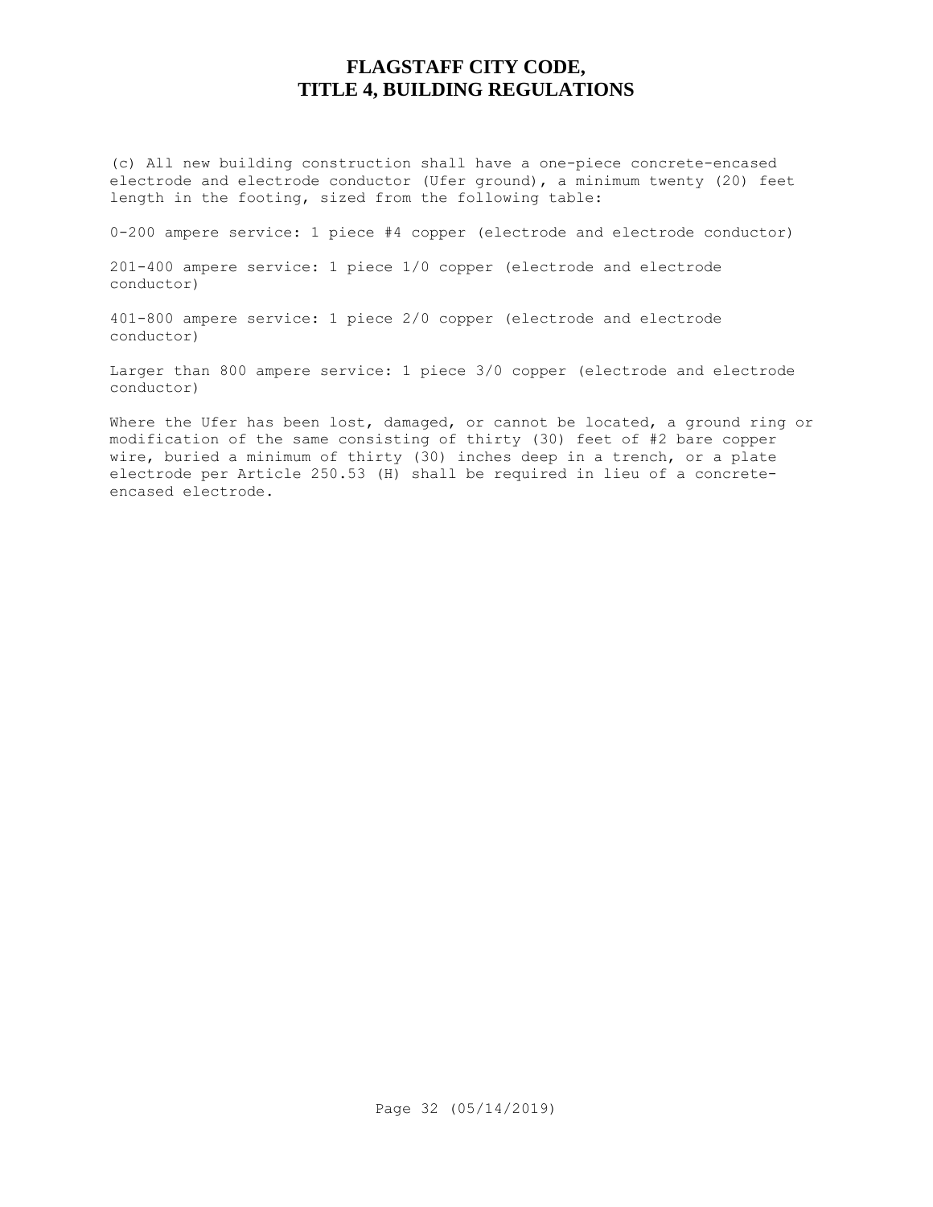(c) All new building construction shall have a one-piece concrete-encased electrode and electrode conductor (Ufer ground), a minimum twenty (20) feet length in the footing, sized from the following table:

0-200 ampere service: 1 piece #4 copper (electrode and electrode conductor)

201-400 ampere service: 1 piece 1/0 copper (electrode and electrode conductor)

401-800 ampere service: 1 piece 2/0 copper (electrode and electrode conductor)

Larger than 800 ampere service: 1 piece 3/0 copper (electrode and electrode conductor)

Where the Ufer has been lost, damaged, or cannot be located, a ground ring or modification of the same consisting of thirty (30) feet of #2 bare copper wire, buried a minimum of thirty (30) inches deep in a trench, or a plate electrode per Article 250.53 (H) shall be required in lieu of a concrete-encased electrode.